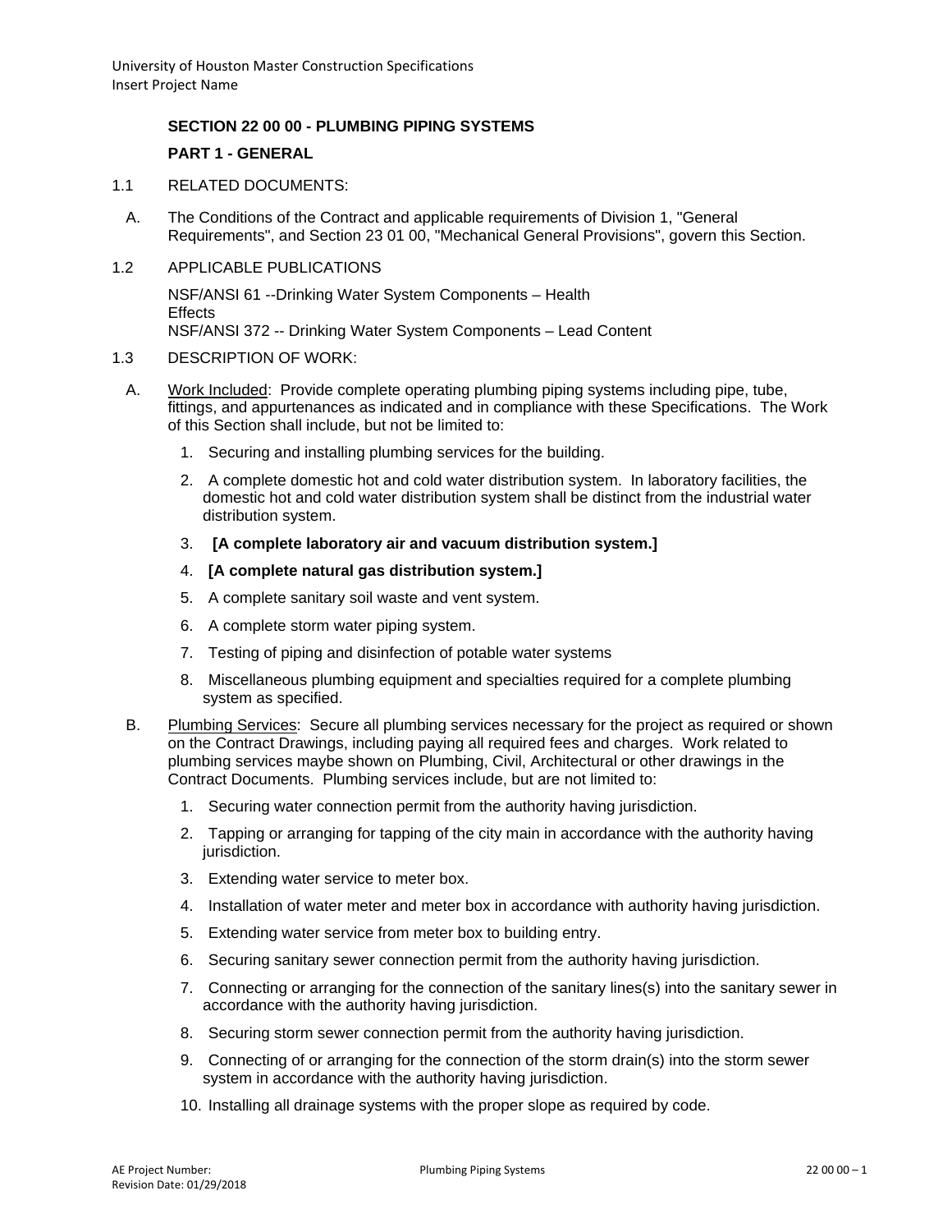## SECTION 22 00 00 - PLUMBING PIPING SYSTEMS

### PART 1 - GENERAL

1.1 RELATED DOCUMENTS:

A. The Conditions of the Contract and applicable requirements of Division 1, "General Requirements", and Section 23 01 00, "Mechanical General Provisions", govern this Section.

1.2 APPLICABLE PUBLICATIONS

NSF/ANSI 61 --Drinking Water System Components – Health Effects
NSF/ANSI 372 -- Drinking Water System Components – Lead Content

1.3 DESCRIPTION OF WORK:

A. Work Included: Provide complete operating plumbing piping systems including pipe, tube, fittings, and appurtenances as indicated and in compliance with these Specifications. The Work of this Section shall include, but not be limited to:

1. Securing and installing plumbing services for the building.
2. A complete domestic hot and cold water distribution system. In laboratory facilities, the domestic hot and cold water distribution system shall be distinct from the industrial water distribution system.
3. **[A complete laboratory air and vacuum distribution system.]**
4. **[A complete natural gas distribution system.]**
5. A complete sanitary soil waste and vent system.
6. A complete storm water piping system.
7. Testing of piping and disinfection of potable water systems
8. Miscellaneous plumbing equipment and specialties required for a complete plumbing system as specified.

B. Plumbing Services: Secure all plumbing services necessary for the project as required or shown on the Contract Drawings, including paying all required fees and charges. Work related to plumbing services maybe shown on Plumbing, Civil, Architectural or other drawings in the Contract Documents. Plumbing services include, but are not limited to:

1. Securing water connection permit from the authority having jurisdiction.
2. Tapping or arranging for tapping of the city main in accordance with the authority having jurisdiction.
3. Extending water service to meter box.
4. Installation of water meter and meter box in accordance with authority having jurisdiction.
5. Extending water service from meter box to building entry.
6. Securing sanitary sewer connection permit from the authority having jurisdiction.
7. Connecting or arranging for the connection of the sanitary lines(s) into the sanitary sewer in accordance with the authority having jurisdiction.
8. Securing storm sewer connection permit from the authority having jurisdiction.
9. Connecting of or arranging for the connection of the storm drain(s) into the storm sewer system in accordance with the authority having jurisdiction.
10. Installing all drainage systems with the proper slope as required by code.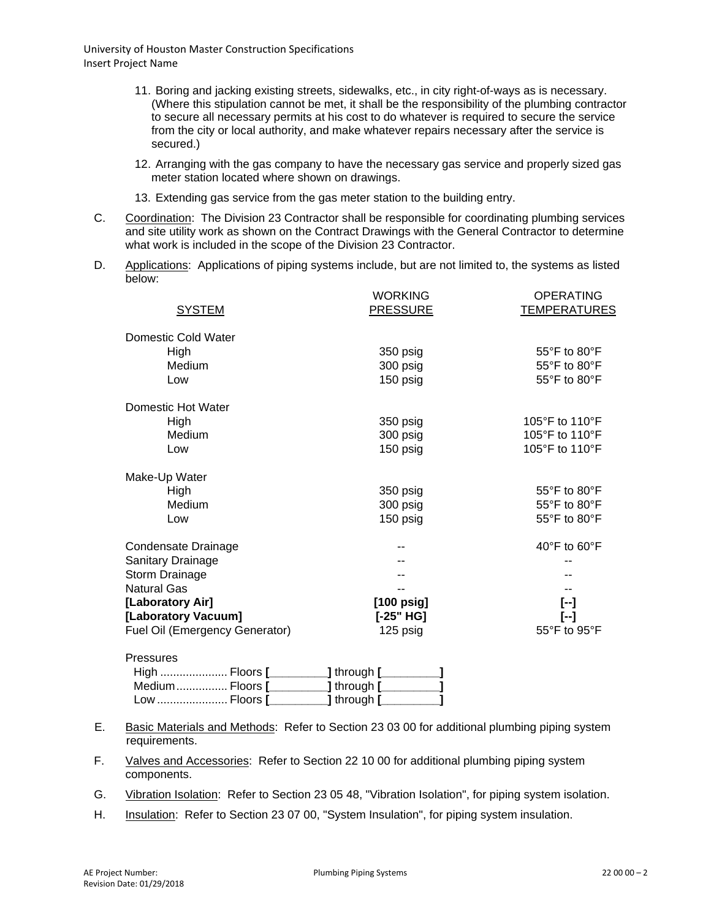11. Boring and jacking existing streets, sidewalks, etc., in city right-of-ways as is necessary. (Where this stipulation cannot be met, it shall be the responsibility of the plumbing contractor to secure all necessary permits at his cost to do whatever is required to secure the service from the city or local authority, and make whatever repairs necessary after the service is secured.)

12. Arranging with the gas company to have the necessary gas service and properly sized gas meter station located where shown on drawings.

13. Extending gas service from the gas meter station to the building entry.

C. Coordination: The Division 23 Contractor shall be responsible for coordinating plumbing services and site utility work as shown on the Contract Drawings with the General Contractor to determine what work is included in the scope of the Division 23 Contractor.

D. Applications: Applications of piping systems include, but are not limited to, the systems as listed below:

| SYSTEM | WORKING PRESSURE | OPERATING TEMPERATURES |
|---|---|---|
| Domestic Cold Water | | |
| High | 350 psig | 55°F to 80°F |
| Medium | 300 psig | 55°F to 80°F |
| Low | 150 psig | 55°F to 80°F |
| Domestic Hot Water | | |
| High | 350 psig | 105°F to 110°F |
| Medium | 300 psig | 105°F to 110°F |
| Low | 150 psig | 105°F to 110°F |
| Make-Up Water | | |
| High | 350 psig | 55°F to 80°F |
| Medium | 300 psig | 55°F to 80°F |
| Low | 150 psig | 55°F to 80°F |
| Condensate Drainage | -- | 40°F to 60°F |
| Sanitary Drainage | -- | -- |
| Storm Drainage | -- | -- |
| Natural Gas | -- | -- |
| **[Laboratory Air]** | **[100 psig]** | **[--]** |
| **[Laboratory Vacuum]** | **[-25" HG]** | **[--]** |
| Fuel Oil (Emergency Generator) | 125 psig | 55°F to 95°F |

Pressures

High .................... Floors **[**_________**]** through **[**_________**]**
Medium................ Floors **[**_________**]** through **[**_________**]**
Low ...................... Floors **[**_________**]** through **[**_________**]**

E. Basic Materials and Methods: Refer to Section 23 03 00 for additional plumbing piping system requirements.

F. Valves and Accessories: Refer to Section 22 10 00 for additional plumbing piping system components.

G. Vibration Isolation: Refer to Section 23 05 48, "Vibration Isolation", for piping system isolation.

H. Insulation: Refer to Section 23 07 00, "System Insulation", for piping system insulation.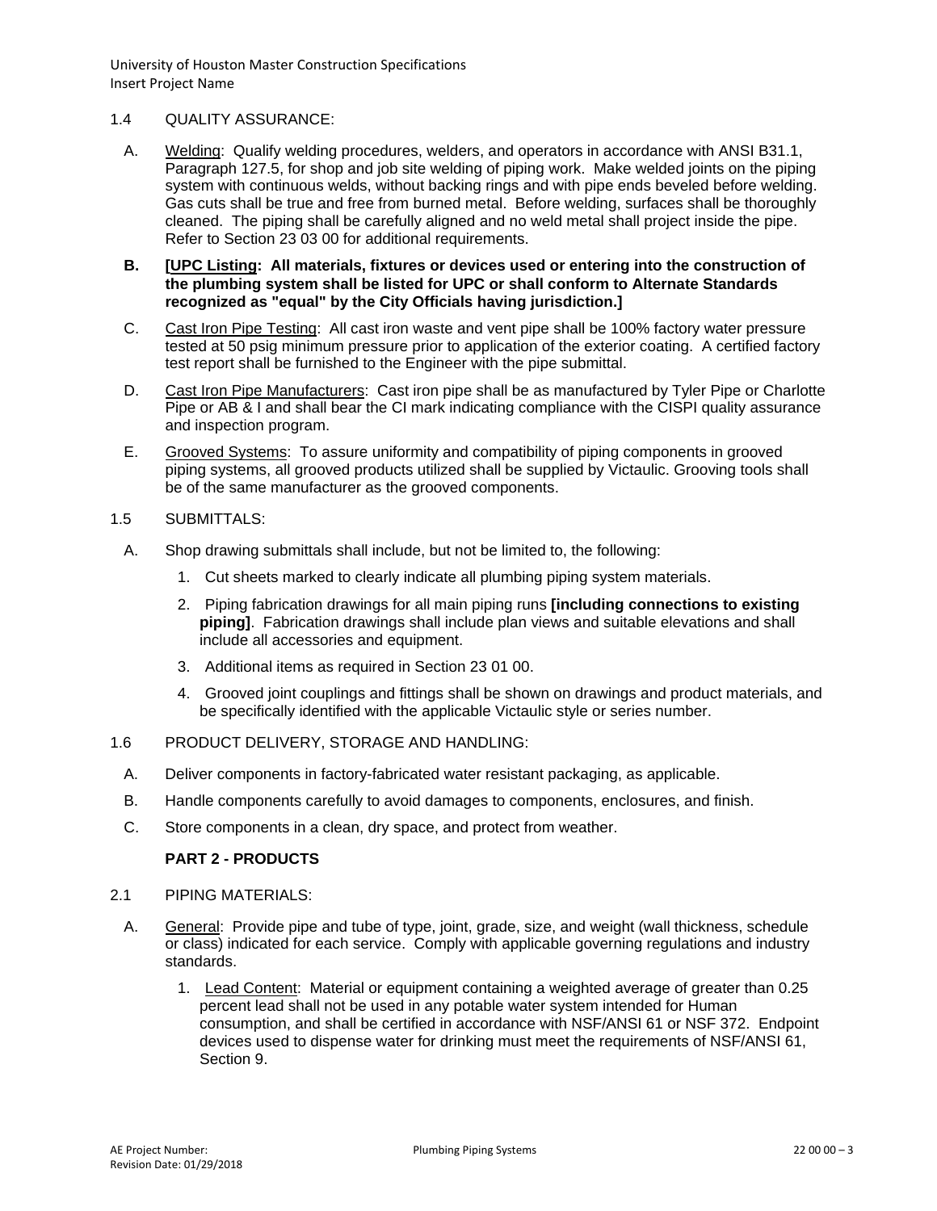1.4 QUALITY ASSURANCE:

A. Welding: Qualify welding procedures, welders, and operators in accordance with ANSI B31.1, Paragraph 127.5, for shop and job site welding of piping work. Make welded joints on the piping system with continuous welds, without backing rings and with pipe ends beveled before welding. Gas cuts shall be true and free from burned metal. Before welding, surfaces shall be thoroughly cleaned. The piping shall be carefully aligned and no weld metal shall project inside the pipe. Refer to Section 23 03 00 for additional requirements.

**B. [UPC Listing: All materials, fixtures or devices used or entering into the construction of the plumbing system shall be listed for UPC or shall conform to Alternate Standards recognized as "equal" by the City Officials having jurisdiction.]**

C. Cast Iron Pipe Testing: All cast iron waste and vent pipe shall be 100% factory water pressure tested at 50 psig minimum pressure prior to application of the exterior coating. A certified factory test report shall be furnished to the Engineer with the pipe submittal.

D. Cast Iron Pipe Manufacturers: Cast iron pipe shall be as manufactured by Tyler Pipe or Charlotte Pipe or AB & I and shall bear the CI mark indicating compliance with the CISPI quality assurance and inspection program.

E. Grooved Systems: To assure uniformity and compatibility of piping components in grooved piping systems, all grooved products utilized shall be supplied by Victaulic. Grooving tools shall be of the same manufacturer as the grooved components.

1.5 SUBMITTALS:

A. Shop drawing submittals shall include, but not be limited to, the following:

1. Cut sheets marked to clearly indicate all plumbing piping system materials.
2. Piping fabrication drawings for all main piping runs **[including connections to existing piping]**. Fabrication drawings shall include plan views and suitable elevations and shall include all accessories and equipment.
3. Additional items as required in Section 23 01 00.
4. Grooved joint couplings and fittings shall be shown on drawings and product materials, and be specifically identified with the applicable Victaulic style or series number.

1.6 PRODUCT DELIVERY, STORAGE AND HANDLING:

A. Deliver components in factory-fabricated water resistant packaging, as applicable.

B. Handle components carefully to avoid damages to components, enclosures, and finish.

C. Store components in a clean, dry space, and protect from weather.

## PART 2 - PRODUCTS

2.1 PIPING MATERIALS:

A. General: Provide pipe and tube of type, joint, grade, size, and weight (wall thickness, schedule or class) indicated for each service. Comply with applicable governing regulations and industry standards.

1. Lead Content: Material or equipment containing a weighted average of greater than 0.25 percent lead shall not be used in any potable water system intended for Human consumption, and shall be certified in accordance with NSF/ANSI 61 or NSF 372. Endpoint devices used to dispense water for drinking must meet the requirements of NSF/ANSI 61, Section 9.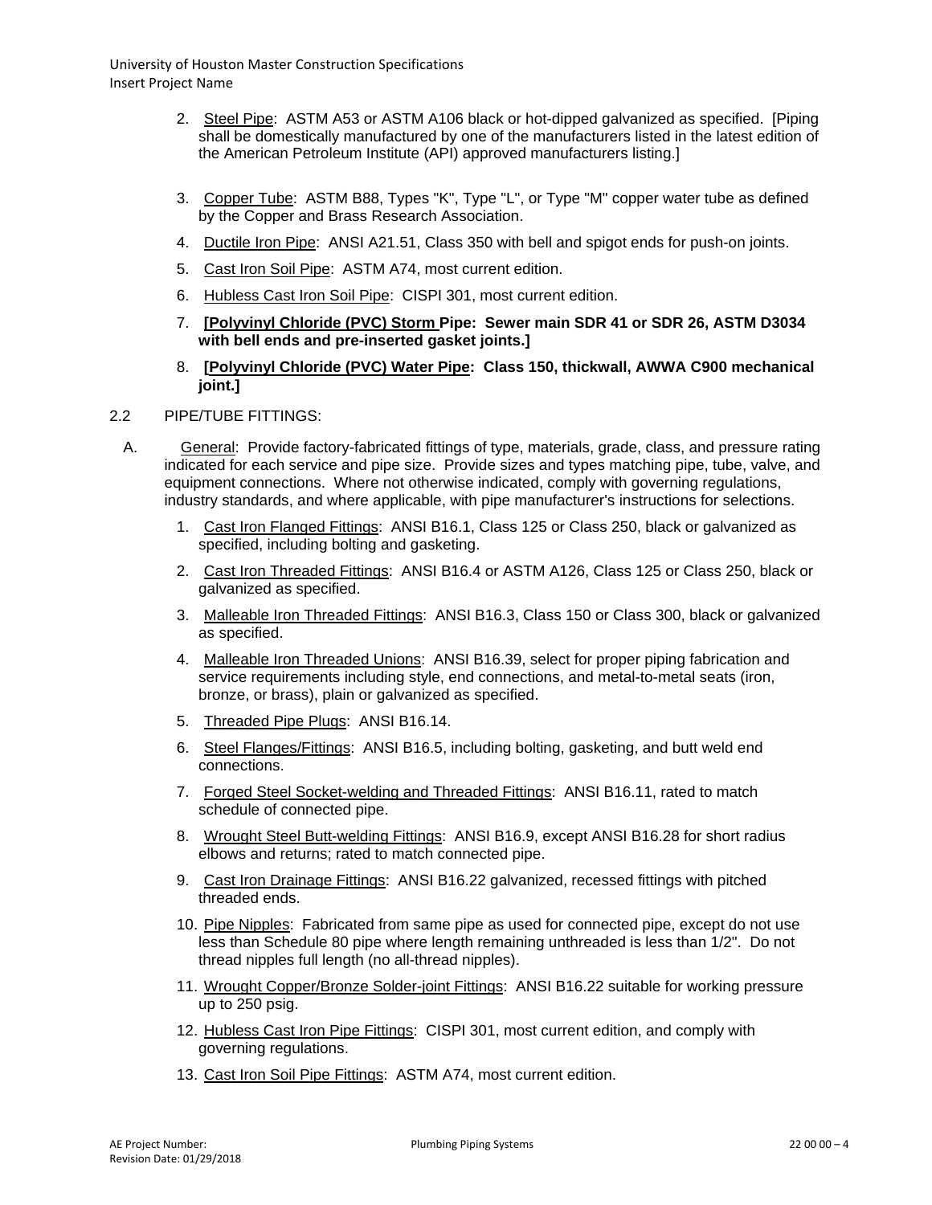2. Steel Pipe: ASTM A53 or ASTM A106 black or hot-dipped galvanized as specified. [Piping shall be domestically manufactured by one of the manufacturers listed in the latest edition of the American Petroleum Institute (API) approved manufacturers listing.]

3. Copper Tube: ASTM B88, Types "K", Type "L", or Type "M" copper water tube as defined by the Copper and Brass Research Association.

4. Ductile Iron Pipe: ANSI A21.51, Class 350 with bell and spigot ends for push-on joints.

5. Cast Iron Soil Pipe: ASTM A74, most current edition.

6. Hubless Cast Iron Soil Pipe: CISPI 301, most current edition.

7. **[Polyvinyl Chloride (PVC) Storm Pipe: Sewer main SDR 41 or SDR 26, ASTM D3034 with bell ends and pre-inserted gasket joints.]**

8. **[Polyvinyl Chloride (PVC) Water Pipe: Class 150, thickwall, AWWA C900 mechanical joint.]**

2.2 PIPE/TUBE FITTINGS:

A. General: Provide factory-fabricated fittings of type, materials, grade, class, and pressure rating indicated for each service and pipe size. Provide sizes and types matching pipe, tube, valve, and equipment connections. Where not otherwise indicated, comply with governing regulations, industry standards, and where applicable, with pipe manufacturer's instructions for selections.

1. Cast Iron Flanged Fittings: ANSI B16.1, Class 125 or Class 250, black or galvanized as specified, including bolting and gasketing.

2. Cast Iron Threaded Fittings: ANSI B16.4 or ASTM A126, Class 125 or Class 250, black or galvanized as specified.

3. Malleable Iron Threaded Fittings: ANSI B16.3, Class 150 or Class 300, black or galvanized as specified.

4. Malleable Iron Threaded Unions: ANSI B16.39, select for proper piping fabrication and service requirements including style, end connections, and metal-to-metal seats (iron, bronze, or brass), plain or galvanized as specified.

5. Threaded Pipe Plugs: ANSI B16.14.

6. Steel Flanges/Fittings: ANSI B16.5, including bolting, gasketing, and butt weld end connections.

7. Forged Steel Socket-welding and Threaded Fittings: ANSI B16.11, rated to match schedule of connected pipe.

8. Wrought Steel Butt-welding Fittings: ANSI B16.9, except ANSI B16.28 for short radius elbows and returns; rated to match connected pipe.

9. Cast Iron Drainage Fittings: ANSI B16.22 galvanized, recessed fittings with pitched threaded ends.

10. Pipe Nipples: Fabricated from same pipe as used for connected pipe, except do not use less than Schedule 80 pipe where length remaining unthreaded is less than 1/2". Do not thread nipples full length (no all-thread nipples).

11. Wrought Copper/Bronze Solder-joint Fittings: ANSI B16.22 suitable for working pressure up to 250 psig.

12. Hubless Cast Iron Pipe Fittings: CISPI 301, most current edition, and comply with governing regulations.

13. Cast Iron Soil Pipe Fittings: ASTM A74, most current edition.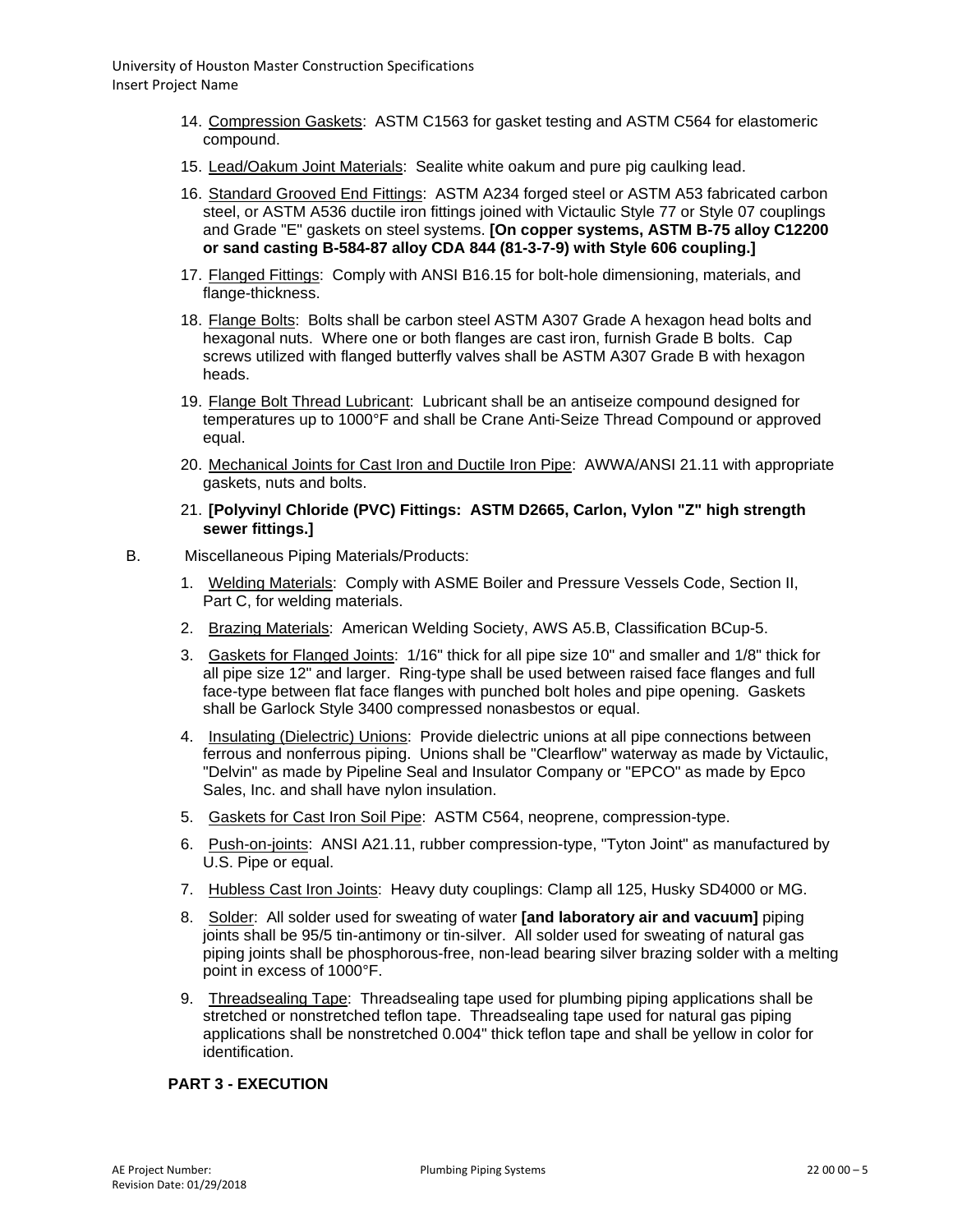14. Compression Gaskets: ASTM C1563 for gasket testing and ASTM C564 for elastomeric compound.

15. Lead/Oakum Joint Materials: Sealite white oakum and pure pig caulking lead.

16. Standard Grooved End Fittings: ASTM A234 forged steel or ASTM A53 fabricated carbon steel, or ASTM A536 ductile iron fittings joined with Victaulic Style 77 or Style 07 couplings and Grade "E" gaskets on steel systems. **[On copper systems, ASTM B-75 alloy C12200 or sand casting B-584-87 alloy CDA 844 (81-3-7-9) with Style 606 coupling.]**

17. Flanged Fittings: Comply with ANSI B16.15 for bolt-hole dimensioning, materials, and flange-thickness.

18. Flange Bolts: Bolts shall be carbon steel ASTM A307 Grade A hexagon head bolts and hexagonal nuts. Where one or both flanges are cast iron, furnish Grade B bolts. Cap screws utilized with flanged butterfly valves shall be ASTM A307 Grade B with hexagon heads.

19. Flange Bolt Thread Lubricant: Lubricant shall be an antiseize compound designed for temperatures up to 1000°F and shall be Crane Anti-Seize Thread Compound or approved equal.

20. Mechanical Joints for Cast Iron and Ductile Iron Pipe: AWWA/ANSI 21.11 with appropriate gaskets, nuts and bolts.

21. **[Polyvinyl Chloride (PVC) Fittings: ASTM D2665, Carlon, Vylon "Z" high strength sewer fittings.]**

B. Miscellaneous Piping Materials/Products:

1. Welding Materials: Comply with ASME Boiler and Pressure Vessels Code, Section II, Part C, for welding materials.

2. Brazing Materials: American Welding Society, AWS A5.B, Classification BCup-5.

3. Gaskets for Flanged Joints: 1/16" thick for all pipe size 10" and smaller and 1/8" thick for all pipe size 12" and larger. Ring-type shall be used between raised face flanges and full face-type between flat face flanges with punched bolt holes and pipe opening. Gaskets shall be Garlock Style 3400 compressed nonasbestos or equal.

4. Insulating (Dielectric) Unions: Provide dielectric unions at all pipe connections between ferrous and nonferrous piping. Unions shall be "Clearflow" waterway as made by Victaulic, "Delvin" as made by Pipeline Seal and Insulator Company or "EPCO" as made by Epco Sales, Inc. and shall have nylon insulation.

5. Gaskets for Cast Iron Soil Pipe: ASTM C564, neoprene, compression-type.

6. Push-on-joints: ANSI A21.11, rubber compression-type, "Tyton Joint" as manufactured by U.S. Pipe or equal.

7. Hubless Cast Iron Joints: Heavy duty couplings: Clamp all 125, Husky SD4000 or MG.

8. Solder: All solder used for sweating of water **[and laboratory air and vacuum]** piping joints shall be 95/5 tin-antimony or tin-silver. All solder used for sweating of natural gas piping joints shall be phosphorous-free, non-lead bearing silver brazing solder with a melting point in excess of 1000°F.

9. Threadsealing Tape: Threadsealing tape used for plumbing piping applications shall be stretched or nonstretched teflon tape. Threadsealing tape used for natural gas piping applications shall be nonstretched 0.004" thick teflon tape and shall be yellow in color for identification.

## PART 3 - EXECUTION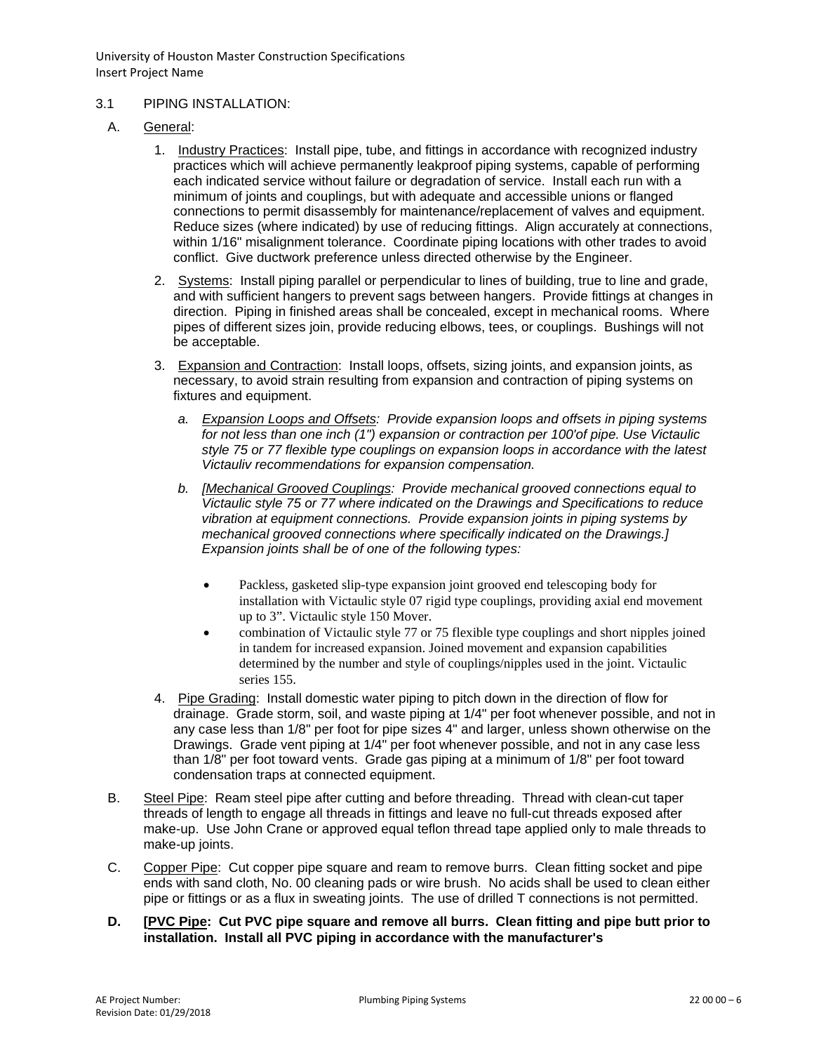### 3.1 PIPING INSTALLATION:

A. General:

1. Industry Practices: Install pipe, tube, and fittings in accordance with recognized industry practices which will achieve permanently leakproof piping systems, capable of performing each indicated service without failure or degradation of service. Install each run with a minimum of joints and couplings, but with adequate and accessible unions or flanged connections to permit disassembly for maintenance/replacement of valves and equipment. Reduce sizes (where indicated) by use of reducing fittings. Align accurately at connections, within 1/16" misalignment tolerance. Coordinate piping locations with other trades to avoid conflict. Give ductwork preference unless directed otherwise by the Engineer.

2. Systems: Install piping parallel or perpendicular to lines of building, true to line and grade, and with sufficient hangers to prevent sags between hangers. Provide fittings at changes in direction. Piping in finished areas shall be concealed, except in mechanical rooms. Where pipes of different sizes join, provide reducing elbows, tees, or couplings. Bushings will not be acceptable.

3. Expansion and Contraction: Install loops, offsets, sizing joints, and expansion joints, as necessary, to avoid strain resulting from expansion and contraction of piping systems on fixtures and equipment.

   a. *Expansion Loops and Offsets: Provide expansion loops and offsets in piping systems for not less than one inch (1") expansion or contraction per 100'of pipe. Use Victaulic style 75 or 77 flexible type couplings on expansion loops in accordance with the latest Victauliv recommendations for expansion compensation.*

   b. *[Mechanical Grooved Couplings: Provide mechanical grooved connections equal to Victaulic style 75 or 77 where indicated on the Drawings and Specifications to reduce vibration at equipment connections. Provide expansion joints in piping systems by mechanical grooved connections where specifically indicated on the Drawings.] Expansion joints shall be of one of the following types:*

      - Packless, gasketed slip-type expansion joint grooved end telescoping body for installation with Victaulic style 07 rigid type couplings, providing axial end movement up to 3". Victaulic style 150 Mover.
      - combination of Victaulic style 77 or 75 flexible type couplings and short nipples joined in tandem for increased expansion. Joined movement and expansion capabilities determined by the number and style of couplings/nipples used in the joint. Victaulic series 155.

4. Pipe Grading: Install domestic water piping to pitch down in the direction of flow for drainage. Grade storm, soil, and waste piping at 1/4" per foot whenever possible, and not in any case less than 1/8" per foot for pipe sizes 4" and larger, unless shown otherwise on the Drawings. Grade vent piping at 1/4" per foot whenever possible, and not in any case less than 1/8" per foot toward vents. Grade gas piping at a minimum of 1/8" per foot toward condensation traps at connected equipment.

B. Steel Pipe: Ream steel pipe after cutting and before threading. Thread with clean-cut taper threads of length to engage all threads in fittings and leave no full-cut threads exposed after make-up. Use John Crane or approved equal teflon thread tape applied only to male threads to make-up joints.

C. Copper Pipe: Cut copper pipe square and ream to remove burrs. Clean fitting socket and pipe ends with sand cloth, No. 00 cleaning pads or wire brush. No acids shall be used to clean either pipe or fittings or as a flux in sweating joints. The use of drilled T connections is not permitted.

**D. [PVC Pipe: Cut PVC pipe square and remove all burrs. Clean fitting and pipe butt prior to installation. Install all PVC piping in accordance with the manufacturer's**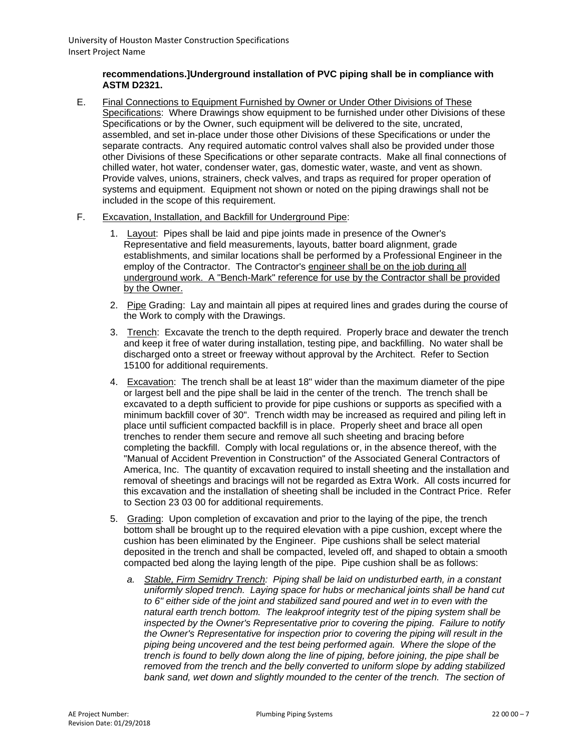**recommendations.]Underground installation of PVC piping shall be in compliance with ASTM D2321.**

E. Final Connections to Equipment Furnished by Owner or Under Other Divisions of These Specifications: Where Drawings show equipment to be furnished under other Divisions of these Specifications or by the Owner, such equipment will be delivered to the site, uncrated, assembled, and set in-place under those other Divisions of these Specifications or under the separate contracts. Any required automatic control valves shall also be provided under those other Divisions of these Specifications or other separate contracts. Make all final connections of chilled water, hot water, condenser water, gas, domestic water, waste, and vent as shown. Provide valves, unions, strainers, check valves, and traps as required for proper operation of systems and equipment. Equipment not shown or noted on the piping drawings shall not be included in the scope of this requirement.

F. Excavation, Installation, and Backfill for Underground Pipe:

1. Layout: Pipes shall be laid and pipe joints made in presence of the Owner's Representative and field measurements, layouts, batter board alignment, grade establishments, and similar locations shall be performed by a Professional Engineer in the employ of the Contractor. The Contractor's engineer shall be on the job during all underground work. A "Bench-Mark" reference for use by the Contractor shall be provided by the Owner.

2. Pipe Grading: Lay and maintain all pipes at required lines and grades during the course of the Work to comply with the Drawings.

3. Trench: Excavate the trench to the depth required. Properly brace and dewater the trench and keep it free of water during installation, testing pipe, and backfilling. No water shall be discharged onto a street or freeway without approval by the Architect. Refer to Section 15100 for additional requirements.

4. Excavation: The trench shall be at least 18" wider than the maximum diameter of the pipe or largest bell and the pipe shall be laid in the center of the trench. The trench shall be excavated to a depth sufficient to provide for pipe cushions or supports as specified with a minimum backfill cover of 30". Trench width may be increased as required and piling left in place until sufficient compacted backfill is in place. Properly sheet and brace all open trenches to render them secure and remove all such sheeting and bracing before completing the backfill. Comply with local regulations or, in the absence thereof, with the "Manual of Accident Prevention in Construction" of the Associated General Contractors of America, Inc. The quantity of excavation required to install sheeting and the installation and removal of sheetings and bracings will not be regarded as Extra Work. All costs incurred for this excavation and the installation of sheeting shall be included in the Contract Price. Refer to Section 23 03 00 for additional requirements.

5. Grading: Upon completion of excavation and prior to the laying of the pipe, the trench bottom shall be brought up to the required elevation with a pipe cushion, except where the cushion has been eliminated by the Engineer. Pipe cushions shall be select material deposited in the trench and shall be compacted, leveled off, and shaped to obtain a smooth compacted bed along the laying length of the pipe. Pipe cushion shall be as follows:

   a. *Stable, Firm Semidry Trench: Piping shall be laid on undisturbed earth, in a constant uniformly sloped trench. Laying space for hubs or mechanical joints shall be hand cut to 6" either side of the joint and stabilized sand poured and wet in to even with the natural earth trench bottom. The leakproof integrity test of the piping system shall be inspected by the Owner's Representative prior to covering the piping. Failure to notify the Owner's Representative for inspection prior to covering the piping will result in the piping being uncovered and the test being performed again. Where the slope of the trench is found to belly down along the line of piping, before joining, the pipe shall be removed from the trench and the belly converted to uniform slope by adding stabilized bank sand, wet down and slightly mounded to the center of the trench. The section of*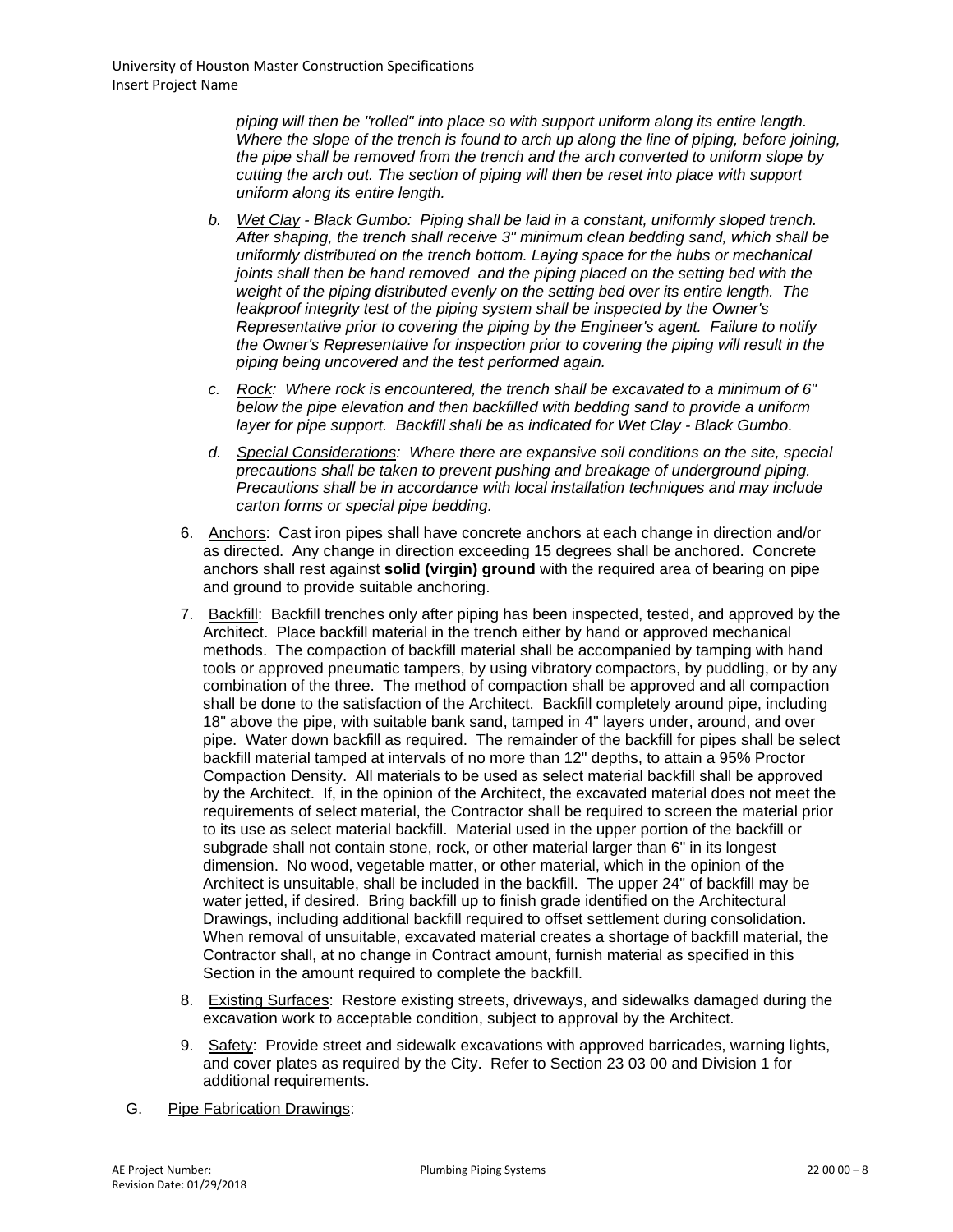*piping will then be "rolled" into place so with support uniform along its entire length. Where the slope of the trench is found to arch up along the line of piping, before joining, the pipe shall be removed from the trench and the arch converted to uniform slope by cutting the arch out. The section of piping will then be reset into place with support uniform along its entire length.*

b. *Wet Clay - Black Gumbo: Piping shall be laid in a constant, uniformly sloped trench. After shaping, the trench shall receive 3" minimum clean bedding sand, which shall be uniformly distributed on the trench bottom. Laying space for the hubs or mechanical joints shall then be hand removed and the piping placed on the setting bed with the weight of the piping distributed evenly on the setting bed over its entire length. The leakproof integrity test of the piping system shall be inspected by the Owner's Representative prior to covering the piping by the Engineer's agent. Failure to notify the Owner's Representative for inspection prior to covering the piping will result in the piping being uncovered and the test performed again.*

c. *Rock: Where rock is encountered, the trench shall be excavated to a minimum of 6" below the pipe elevation and then backfilled with bedding sand to provide a uniform layer for pipe support. Backfill shall be as indicated for Wet Clay - Black Gumbo.*

d. *Special Considerations: Where there are expansive soil conditions on the site, special precautions shall be taken to prevent pushing and breakage of underground piping. Precautions shall be in accordance with local installation techniques and may include carton forms or special pipe bedding.*

6. Anchors: Cast iron pipes shall have concrete anchors at each change in direction and/or as directed. Any change in direction exceeding 15 degrees shall be anchored. Concrete anchors shall rest against **solid (virgin) ground** with the required area of bearing on pipe and ground to provide suitable anchoring.

7. Backfill: Backfill trenches only after piping has been inspected, tested, and approved by the Architect. Place backfill material in the trench either by hand or approved mechanical methods. The compaction of backfill material shall be accompanied by tamping with hand tools or approved pneumatic tampers, by using vibratory compactors, by puddling, or by any combination of the three. The method of compaction shall be approved and all compaction shall be done to the satisfaction of the Architect. Backfill completely around pipe, including 18" above the pipe, with suitable bank sand, tamped in 4" layers under, around, and over pipe. Water down backfill as required. The remainder of the backfill for pipes shall be select backfill material tamped at intervals of no more than 12" depths, to attain a 95% Proctor Compaction Density. All materials to be used as select material backfill shall be approved by the Architect. If, in the opinion of the Architect, the excavated material does not meet the requirements of select material, the Contractor shall be required to screen the material prior to its use as select material backfill. Material used in the upper portion of the backfill or subgrade shall not contain stone, rock, or other material larger than 6" in its longest dimension. No wood, vegetable matter, or other material, which in the opinion of the Architect is unsuitable, shall be included in the backfill. The upper 24" of backfill may be water jetted, if desired. Bring backfill up to finish grade identified on the Architectural Drawings, including additional backfill required to offset settlement during consolidation. When removal of unsuitable, excavated material creates a shortage of backfill material, the Contractor shall, at no change in Contract amount, furnish material as specified in this Section in the amount required to complete the backfill.

8. Existing Surfaces: Restore existing streets, driveways, and sidewalks damaged during the excavation work to acceptable condition, subject to approval by the Architect.

9. Safety: Provide street and sidewalk excavations with approved barricades, warning lights, and cover plates as required by the City. Refer to Section 23 03 00 and Division 1 for additional requirements.

G. Pipe Fabrication Drawings: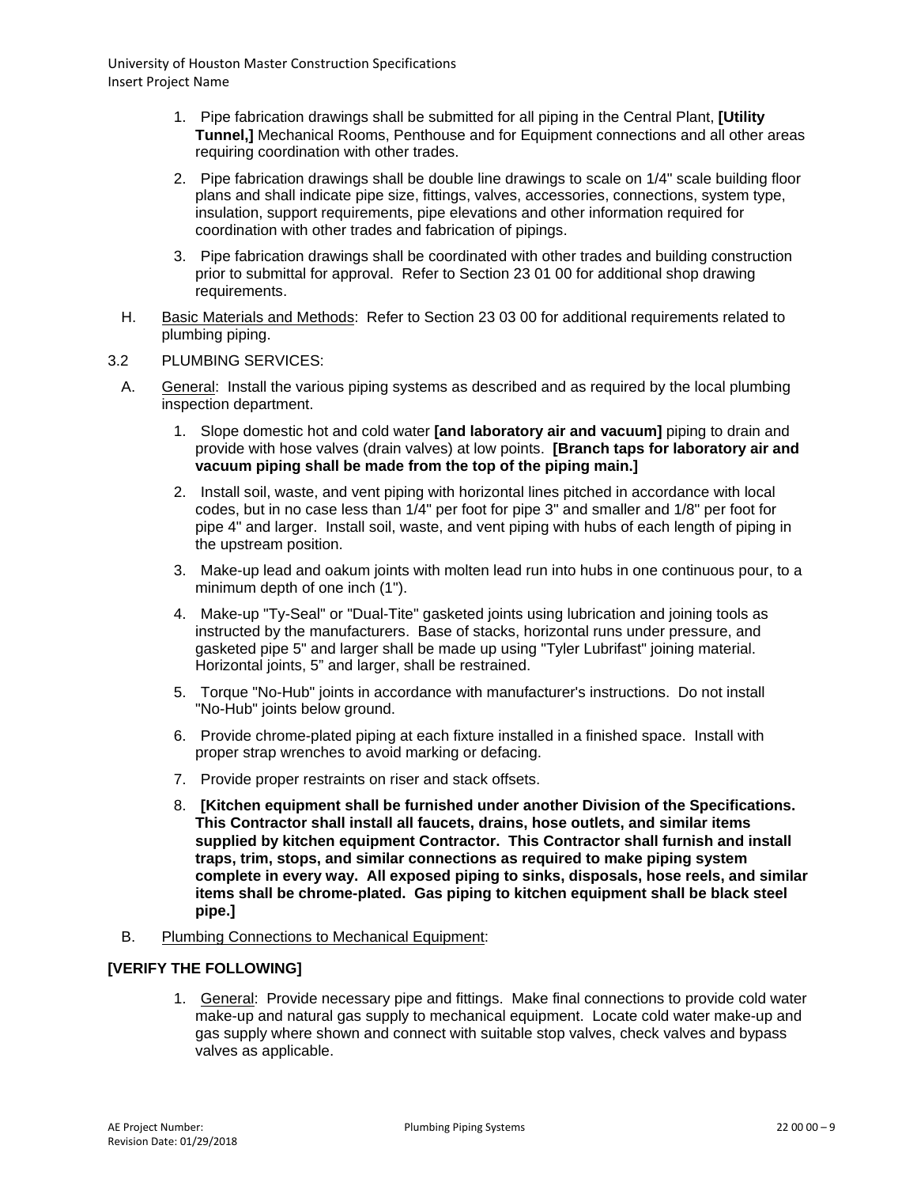1. Pipe fabrication drawings shall be submitted for all piping in the Central Plant, **[Utility Tunnel,]** Mechanical Rooms, Penthouse and for Equipment connections and all other areas requiring coordination with other trades.

2. Pipe fabrication drawings shall be double line drawings to scale on 1/4" scale building floor plans and shall indicate pipe size, fittings, valves, accessories, connections, system type, insulation, support requirements, pipe elevations and other information required for coordination with other trades and fabrication of pipings.

3. Pipe fabrication drawings shall be coordinated with other trades and building construction prior to submittal for approval. Refer to Section 23 01 00 for additional shop drawing requirements.

H. Basic Materials and Methods: Refer to Section 23 03 00 for additional requirements related to plumbing piping.

3.2 PLUMBING SERVICES:

A. General: Install the various piping systems as described and as required by the local plumbing inspection department.

1. Slope domestic hot and cold water **[and laboratory air and vacuum]** piping to drain and provide with hose valves (drain valves) at low points. **[Branch taps for laboratory air and vacuum piping shall be made from the top of the piping main.]**

2. Install soil, waste, and vent piping with horizontal lines pitched in accordance with local codes, but in no case less than 1/4" per foot for pipe 3" and smaller and 1/8" per foot for pipe 4" and larger. Install soil, waste, and vent piping with hubs of each length of piping in the upstream position.

3. Make-up lead and oakum joints with molten lead run into hubs in one continuous pour, to a minimum depth of one inch (1").

4. Make-up "Ty-Seal" or "Dual-Tite" gasketed joints using lubrication and joining tools as instructed by the manufacturers. Base of stacks, horizontal runs under pressure, and gasketed pipe 5" and larger shall be made up using "Tyler Lubrifast" joining material. Horizontal joints, 5" and larger, shall be restrained.

5. Torque "No-Hub" joints in accordance with manufacturer's instructions. Do not install "No-Hub" joints below ground.

6. Provide chrome-plated piping at each fixture installed in a finished space. Install with proper strap wrenches to avoid marking or defacing.

7. Provide proper restraints on riser and stack offsets.

8. **[Kitchen equipment shall be furnished under another Division of the Specifications. This Contractor shall install all faucets, drains, hose outlets, and similar items supplied by kitchen equipment Contractor. This Contractor shall furnish and install traps, trim, stops, and similar connections as required to make piping system complete in every way. All exposed piping to sinks, disposals, hose reels, and similar items shall be chrome-plated. Gas piping to kitchen equipment shall be black steel pipe.]**

B. Plumbing Connections to Mechanical Equipment:

**[VERIFY THE FOLLOWING]**

1. General: Provide necessary pipe and fittings. Make final connections to provide cold water make-up and natural gas supply to mechanical equipment. Locate cold water make-up and gas supply where shown and connect with suitable stop valves, check valves and bypass valves as applicable.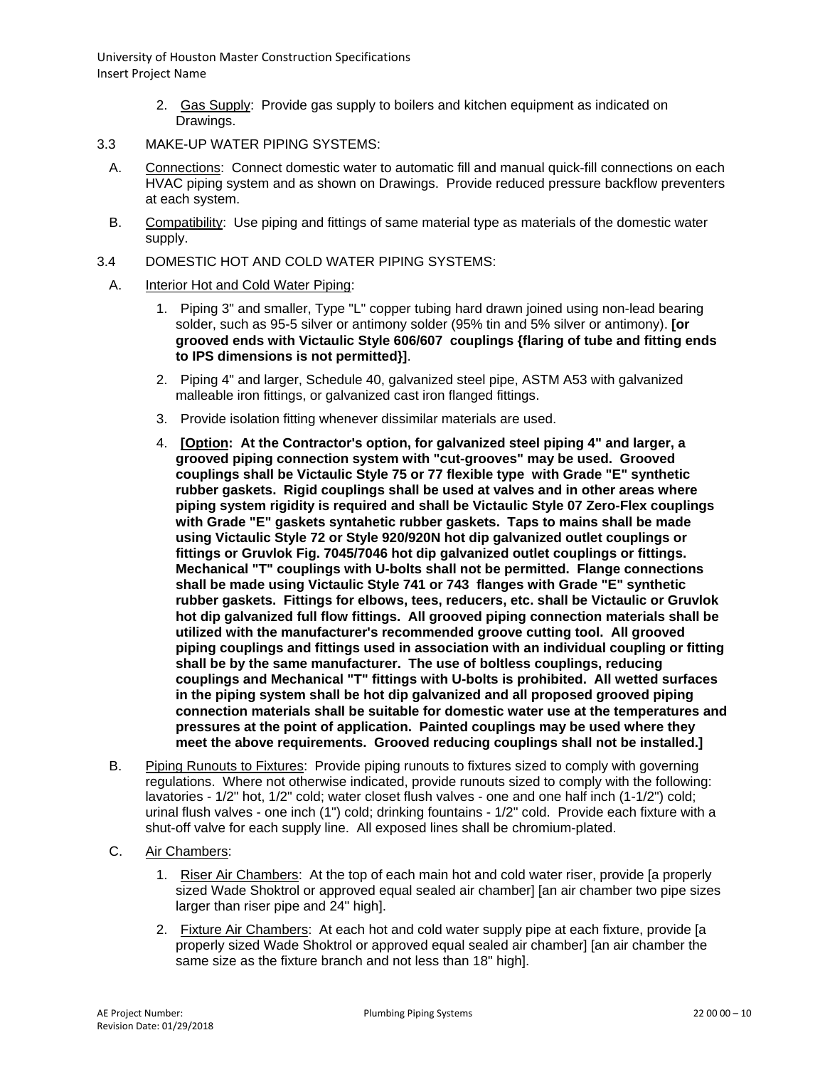2. Gas Supply: Provide gas supply to boilers and kitchen equipment as indicated on Drawings.

3.3 MAKE-UP WATER PIPING SYSTEMS:

A. Connections: Connect domestic water to automatic fill and manual quick-fill connections on each HVAC piping system and as shown on Drawings. Provide reduced pressure backflow preventers at each system.

B. Compatibility: Use piping and fittings of same material type as materials of the domestic water supply.

3.4 DOMESTIC HOT AND COLD WATER PIPING SYSTEMS:

A. Interior Hot and Cold Water Piping:

1. Piping 3" and smaller, Type "L" copper tubing hard drawn joined using non-lead bearing solder, such as 95-5 silver or antimony solder (95% tin and 5% silver or antimony). **[or grooved ends with Victaulic Style 606/607 couplings {flaring of tube and fitting ends to IPS dimensions is not permitted}]**.

2. Piping 4" and larger, Schedule 40, galvanized steel pipe, ASTM A53 with galvanized malleable iron fittings, or galvanized cast iron flanged fittings.

3. Provide isolation fitting whenever dissimilar materials are used.

4. **[Option: At the Contractor's option, for galvanized steel piping 4" and larger, a grooved piping connection system with "cut-grooves" may be used. Grooved couplings shall be Victaulic Style 75 or 77 flexible type with Grade "E" synthetic rubber gaskets. Rigid couplings shall be used at valves and in other areas where piping system rigidity is required and shall be Victaulic Style 07 Zero-Flex couplings with Grade "E" gaskets syntahetic rubber gaskets. Taps to mains shall be made using Victaulic Style 72 or Style 920/920N hot dip galvanized outlet couplings or fittings or Gruvlok Fig. 7045/7046 hot dip galvanized outlet couplings or fittings. Mechanical "T" couplings with U-bolts shall not be permitted. Flange connections shall be made using Victaulic Style 741 or 743 flanges with Grade "E" synthetic rubber gaskets. Fittings for elbows, tees, reducers, etc. shall be Victaulic or Gruvlok hot dip galvanized full flow fittings. All grooved piping connection materials shall be utilized with the manufacturer's recommended groove cutting tool. All grooved piping couplings and fittings used in association with an individual coupling or fitting shall be by the same manufacturer. The use of boltless couplings, reducing couplings and Mechanical "T" fittings with U-bolts is prohibited. All wetted surfaces in the piping system shall be hot dip galvanized and all proposed grooved piping connection materials shall be suitable for domestic water use at the temperatures and pressures at the point of application. Painted couplings may be used where they meet the above requirements. Grooved reducing couplings shall not be installed.]**

B. Piping Runouts to Fixtures: Provide piping runouts to fixtures sized to comply with governing regulations. Where not otherwise indicated, provide runouts sized to comply with the following: lavatories - 1/2" hot, 1/2" cold; water closet flush valves - one and one half inch (1-1/2") cold; urinal flush valves - one inch (1") cold; drinking fountains - 1/2" cold. Provide each fixture with a shut-off valve for each supply line. All exposed lines shall be chromium-plated.

C. Air Chambers:

1. Riser Air Chambers: At the top of each main hot and cold water riser, provide [a properly sized Wade Shoktrol or approved equal sealed air chamber] [an air chamber two pipe sizes larger than riser pipe and 24" high].

2. Fixture Air Chambers: At each hot and cold water supply pipe at each fixture, provide [a properly sized Wade Shoktrol or approved equal sealed air chamber] [an air chamber the same size as the fixture branch and not less than 18" high].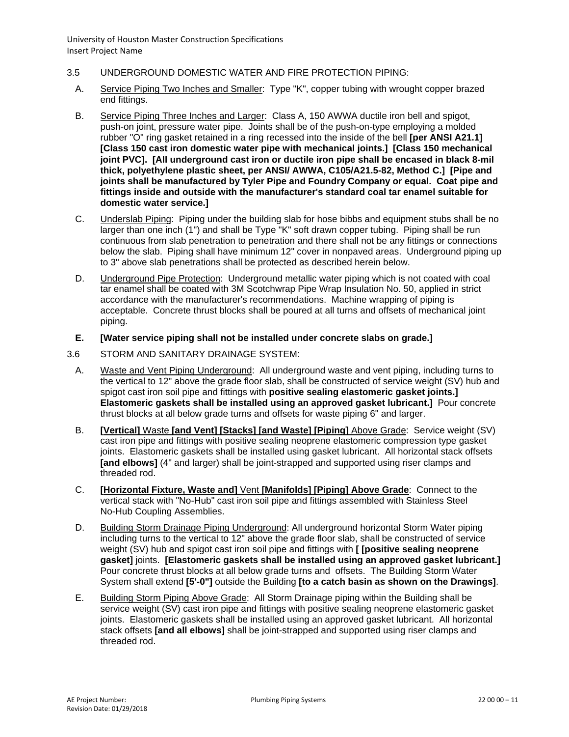3.5 UNDERGROUND DOMESTIC WATER AND FIRE PROTECTION PIPING:

A. Service Piping Two Inches and Smaller: Type "K", copper tubing with wrought copper brazed end fittings.

B. Service Piping Three Inches and Larger: Class A, 150 AWWA ductile iron bell and spigot, push-on joint, pressure water pipe. Joints shall be of the push-on-type employing a molded rubber "O" ring gasket retained in a ring recessed into the inside of the bell **[per ANSI A21.1] [Class 150 cast iron domestic water pipe with mechanical joints.] [Class 150 mechanical joint PVC]. [All underground cast iron or ductile iron pipe shall be encased in black 8-mil thick, polyethylene plastic sheet, per ANSI/ AWWA, C105/A21.5-82, Method C.] [Pipe and joints shall be manufactured by Tyler Pipe and Foundry Company or equal. Coat pipe and fittings inside and outside with the manufacturer's standard coal tar enamel suitable for domestic water service.]**

C. Underslab Piping: Piping under the building slab for hose bibbs and equipment stubs shall be no larger than one inch (1") and shall be Type "K" soft drawn copper tubing. Piping shall be run continuous from slab penetration to penetration and there shall not be any fittings or connections below the slab. Piping shall have minimum 12" cover in nonpaved areas. Underground piping up to 3" above slab penetrations shall be protected as described herein below.

D. Underground Pipe Protection: Underground metallic water piping which is not coated with coal tar enamel shall be coated with 3M Scotchwrap Pipe Wrap Insulation No. 50, applied in strict accordance with the manufacturer's recommendations. Machine wrapping of piping is acceptable. Concrete thrust blocks shall be poured at all turns and offsets of mechanical joint piping.

**E. [Water service piping shall not be installed under concrete slabs on grade.]**

3.6 STORM AND SANITARY DRAINAGE SYSTEM:

A. Waste and Vent Piping Underground: All underground waste and vent piping, including turns to the vertical to 12" above the grade floor slab, shall be constructed of service weight (SV) hub and spigot cast iron soil pipe and fittings with **positive sealing elastomeric gasket joints.] Elastomeric gaskets shall be installed using an approved gasket lubricant.]** Pour concrete thrust blocks at all below grade turns and offsets for waste piping 6" and larger.

B. **[Vertical]** Waste **[and Vent] [Stacks] [and Waste] [Piping]** Above Grade: Service weight (SV) cast iron pipe and fittings with positive sealing neoprene elastomeric compression type gasket joints. Elastomeric gaskets shall be installed using gasket lubricant. All horizontal stack offsets **[and elbows]** (4" and larger) shall be joint-strapped and supported using riser clamps and threaded rod.

C. **[Horizontal Fixture, Waste and]** Vent **[Manifolds] [Piping] Above Grade**: Connect to the vertical stack with "No-Hub" cast iron soil pipe and fittings assembled with Stainless Steel No-Hub Coupling Assemblies.

D. Building Storm Drainage Piping Underground: All underground horizontal Storm Water piping including turns to the vertical to 12" above the grade floor slab, shall be constructed of service weight (SV) hub and spigot cast iron soil pipe and fittings with **[ [positive sealing neoprene gasket]** joints. **[Elastomeric gaskets shall be installed using an approved gasket lubricant.]** Pour concrete thrust blocks at all below grade turns and offsets. The Building Storm Water System shall extend **[5'-0"]** outside the Building **[to a catch basin as shown on the Drawings]**.

E. Building Storm Piping Above Grade: All Storm Drainage piping within the Building shall be service weight (SV) cast iron pipe and fittings with positive sealing neoprene elastomeric gasket joints. Elastomeric gaskets shall be installed using an approved gasket lubricant. All horizontal stack offsets **[and all elbows]** shall be joint-strapped and supported using riser clamps and threaded rod.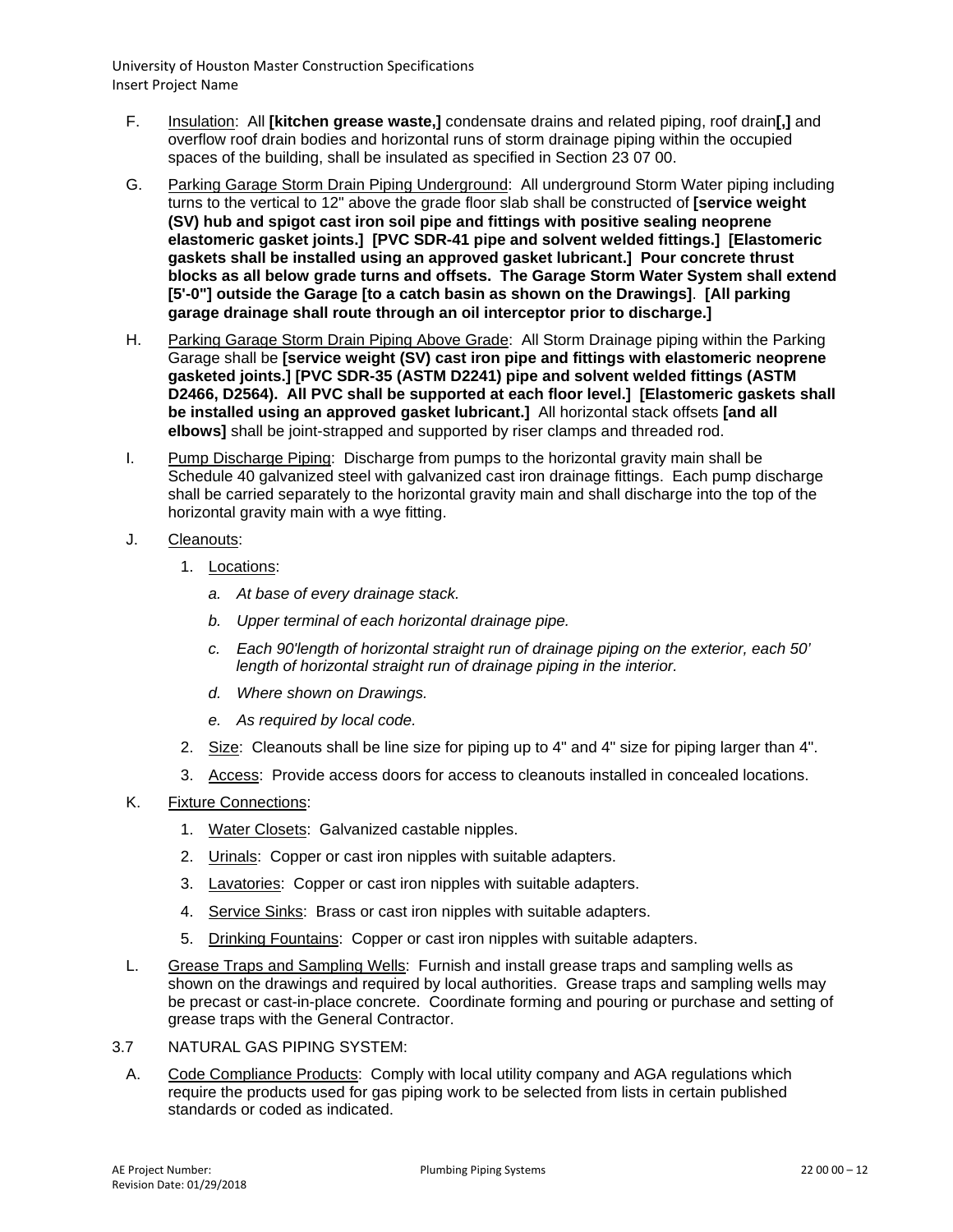F. Insulation: All **[kitchen grease waste,]** condensate drains and related piping, roof drain**[,]** and overflow roof drain bodies and horizontal runs of storm drainage piping within the occupied spaces of the building, shall be insulated as specified in Section 23 07 00.

G. Parking Garage Storm Drain Piping Underground: All underground Storm Water piping including turns to the vertical to 12" above the grade floor slab shall be constructed of **[service weight (SV) hub and spigot cast iron soil pipe and fittings with positive sealing neoprene elastomeric gasket joints.] [PVC SDR-41 pipe and solvent welded fittings.] [Elastomeric gaskets shall be installed using an approved gasket lubricant.] Pour concrete thrust blocks as all below grade turns and offsets. The Garage Storm Water System shall extend [5'-0"] outside the Garage [to a catch basin as shown on the Drawings]**. **[All parking garage drainage shall route through an oil interceptor prior to discharge.]**

H. Parking Garage Storm Drain Piping Above Grade: All Storm Drainage piping within the Parking Garage shall be **[service weight (SV) cast iron pipe and fittings with elastomeric neoprene gasketed joints.] [PVC SDR-35 (ASTM D2241) pipe and solvent welded fittings (ASTM D2466, D2564). All PVC shall be supported at each floor level.] [Elastomeric gaskets shall be installed using an approved gasket lubricant.]** All horizontal stack offsets **[and all elbows]** shall be joint-strapped and supported by riser clamps and threaded rod.

I. Pump Discharge Piping: Discharge from pumps to the horizontal gravity main shall be Schedule 40 galvanized steel with galvanized cast iron drainage fittings. Each pump discharge shall be carried separately to the horizontal gravity main and shall discharge into the top of the horizontal gravity main with a wye fitting.

J. Cleanouts:

1. Locations:
   a. *At base of every drainage stack.*
   b. *Upper terminal of each horizontal drainage pipe.*
   c. *Each 90'length of horizontal straight run of drainage piping on the exterior, each 50' length of horizontal straight run of drainage piping in the interior.*
   d. *Where shown on Drawings.*
   e. *As required by local code.*
2. Size: Cleanouts shall be line size for piping up to 4" and 4" size for piping larger than 4".
3. Access: Provide access doors for access to cleanouts installed in concealed locations.

K. Fixture Connections:

1. Water Closets: Galvanized castable nipples.
2. Urinals: Copper or cast iron nipples with suitable adapters.
3. Lavatories: Copper or cast iron nipples with suitable adapters.
4. Service Sinks: Brass or cast iron nipples with suitable adapters.
5. Drinking Fountains: Copper or cast iron nipples with suitable adapters.

L. Grease Traps and Sampling Wells: Furnish and install grease traps and sampling wells as shown on the drawings and required by local authorities. Grease traps and sampling wells may be precast or cast-in-place concrete. Coordinate forming and pouring or purchase and setting of grease traps with the General Contractor.

3.7 NATURAL GAS PIPING SYSTEM:

A. Code Compliance Products: Comply with local utility company and AGA regulations which require the products used for gas piping work to be selected from lists in certain published standards or coded as indicated.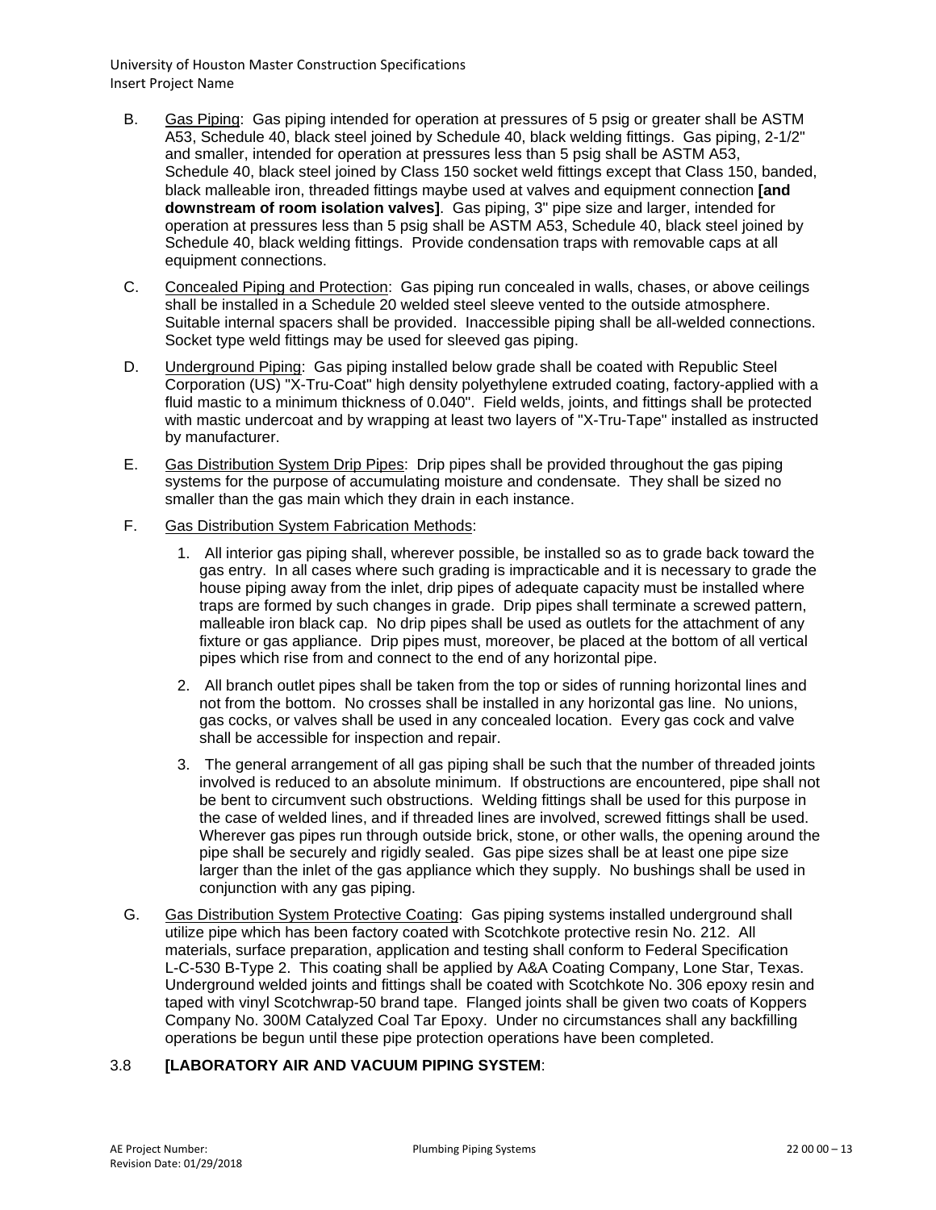B. Gas Piping: Gas piping intended for operation at pressures of 5 psig or greater shall be ASTM A53, Schedule 40, black steel joined by Schedule 40, black welding fittings. Gas piping, 2-1/2" and smaller, intended for operation at pressures less than 5 psig shall be ASTM A53, Schedule 40, black steel joined by Class 150 socket weld fittings except that Class 150, banded, black malleable iron, threaded fittings maybe used at valves and equipment connection **[and downstream of room isolation valves]**. Gas piping, 3" pipe size and larger, intended for operation at pressures less than 5 psig shall be ASTM A53, Schedule 40, black steel joined by Schedule 40, black welding fittings. Provide condensation traps with removable caps at all equipment connections.

C. Concealed Piping and Protection: Gas piping run concealed in walls, chases, or above ceilings shall be installed in a Schedule 20 welded steel sleeve vented to the outside atmosphere. Suitable internal spacers shall be provided. Inaccessible piping shall be all-welded connections. Socket type weld fittings may be used for sleeved gas piping.

D. Underground Piping: Gas piping installed below grade shall be coated with Republic Steel Corporation (US) "X-Tru-Coat" high density polyethylene extruded coating, factory-applied with a fluid mastic to a minimum thickness of 0.040". Field welds, joints, and fittings shall be protected with mastic undercoat and by wrapping at least two layers of "X-Tru-Tape" installed as instructed by manufacturer.

E. Gas Distribution System Drip Pipes: Drip pipes shall be provided throughout the gas piping systems for the purpose of accumulating moisture and condensate. They shall be sized no smaller than the gas main which they drain in each instance.

F. Gas Distribution System Fabrication Methods:

1. All interior gas piping shall, wherever possible, be installed so as to grade back toward the gas entry. In all cases where such grading is impracticable and it is necessary to grade the house piping away from the inlet, drip pipes of adequate capacity must be installed where traps are formed by such changes in grade. Drip pipes shall terminate a screwed pattern, malleable iron black cap. No drip pipes shall be used as outlets for the attachment of any fixture or gas appliance. Drip pipes must, moreover, be placed at the bottom of all vertical pipes which rise from and connect to the end of any horizontal pipe.

2. All branch outlet pipes shall be taken from the top or sides of running horizontal lines and not from the bottom. No crosses shall be installed in any horizontal gas line. No unions, gas cocks, or valves shall be used in any concealed location. Every gas cock and valve shall be accessible for inspection and repair.

3. The general arrangement of all gas piping shall be such that the number of threaded joints involved is reduced to an absolute minimum. If obstructions are encountered, pipe shall not be bent to circumvent such obstructions. Welding fittings shall be used for this purpose in the case of welded lines, and if threaded lines are involved, screwed fittings shall be used. Wherever gas pipes run through outside brick, stone, or other walls, the opening around the pipe shall be securely and rigidly sealed. Gas pipe sizes shall be at least one pipe size larger than the inlet of the gas appliance which they supply. No bushings shall be used in conjunction with any gas piping.

G. Gas Distribution System Protective Coating: Gas piping systems installed underground shall utilize pipe which has been factory coated with Scotchkote protective resin No. 212. All materials, surface preparation, application and testing shall conform to Federal Specification L-C-530 B-Type 2. This coating shall be applied by A&A Coating Company, Lone Star, Texas. Underground welded joints and fittings shall be coated with Scotchkote No. 306 epoxy resin and taped with vinyl Scotchwrap-50 brand tape. Flanged joints shall be given two coats of Koppers Company No. 300M Catalyzed Coal Tar Epoxy. Under no circumstances shall any backfilling operations be begun until these pipe protection operations have been completed.

3.8 **[LABORATORY AIR AND VACUUM PIPING SYSTEM**: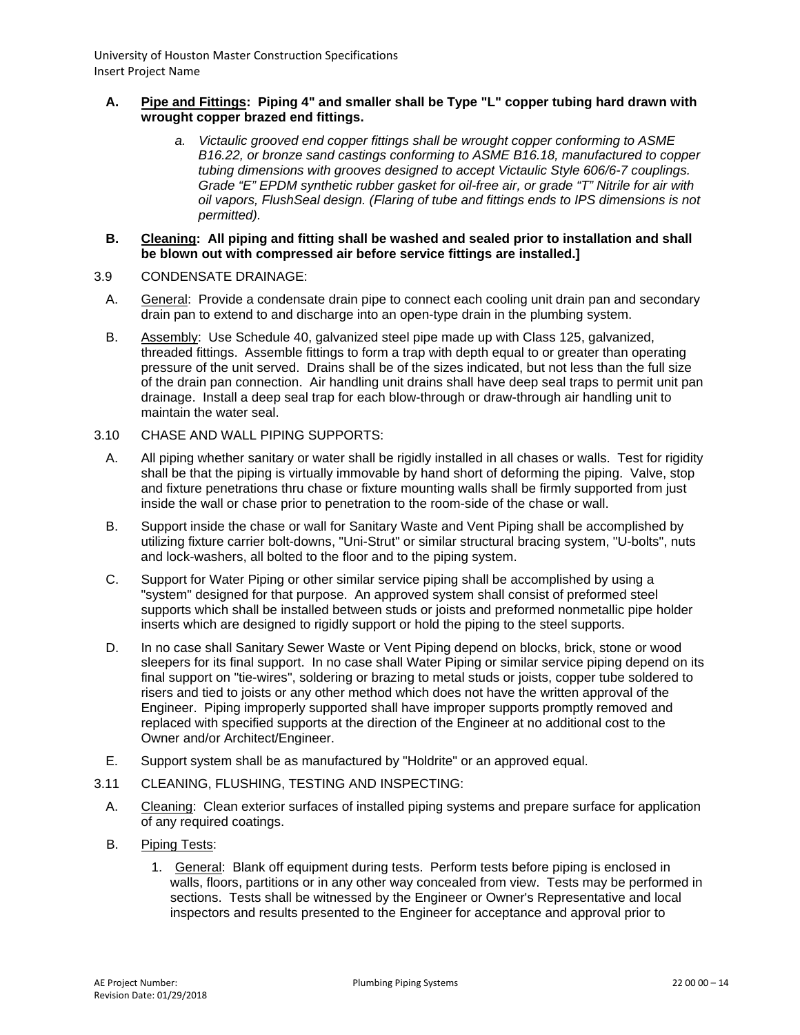**A. Pipe and Fittings: Piping 4" and smaller shall be Type "L" copper tubing hard drawn with wrought copper brazed end fittings.**

*a. Victaulic grooved end copper fittings shall be wrought copper conforming to ASME B16.22, or bronze sand castings conforming to ASME B16.18, manufactured to copper tubing dimensions with grooves designed to accept Victaulic Style 606/6-7 couplings. Grade "E" EPDM synthetic rubber gasket for oil-free air, or grade "T" Nitrile for air with oil vapors, FlushSeal design. (Flaring of tube and fittings ends to IPS dimensions is not permitted).*

**B. Cleaning: All piping and fitting shall be washed and sealed prior to installation and shall be blown out with compressed air before service fittings are installed.]**

3.9 CONDENSATE DRAINAGE:

A. General: Provide a condensate drain pipe to connect each cooling unit drain pan and secondary drain pan to extend to and discharge into an open-type drain in the plumbing system.

B. Assembly: Use Schedule 40, galvanized steel pipe made up with Class 125, galvanized, threaded fittings. Assemble fittings to form a trap with depth equal to or greater than operating pressure of the unit served. Drains shall be of the sizes indicated, but not less than the full size of the drain pan connection. Air handling unit drains shall have deep seal traps to permit unit pan drainage. Install a deep seal trap for each blow-through or draw-through air handling unit to maintain the water seal.

3.10 CHASE AND WALL PIPING SUPPORTS:

A. All piping whether sanitary or water shall be rigidly installed in all chases or walls. Test for rigidity shall be that the piping is virtually immovable by hand short of deforming the piping. Valve, stop and fixture penetrations thru chase or fixture mounting walls shall be firmly supported from just inside the wall or chase prior to penetration to the room-side of the chase or wall.

B. Support inside the chase or wall for Sanitary Waste and Vent Piping shall be accomplished by utilizing fixture carrier bolt-downs, "Uni-Strut" or similar structural bracing system, "U-bolts", nuts and lock-washers, all bolted to the floor and to the piping system.

C. Support for Water Piping or other similar service piping shall be accomplished by using a "system" designed for that purpose. An approved system shall consist of preformed steel supports which shall be installed between studs or joists and preformed nonmetallic pipe holder inserts which are designed to rigidly support or hold the piping to the steel supports.

D. In no case shall Sanitary Sewer Waste or Vent Piping depend on blocks, brick, stone or wood sleepers for its final support. In no case shall Water Piping or similar service piping depend on its final support on "tie-wires", soldering or brazing to metal studs or joists, copper tube soldered to risers and tied to joists or any other method which does not have the written approval of the Engineer. Piping improperly supported shall have improper supports promptly removed and replaced with specified supports at the direction of the Engineer at no additional cost to the Owner and/or Architect/Engineer.

E. Support system shall be as manufactured by "Holdrite" or an approved equal.

3.11 CLEANING, FLUSHING, TESTING AND INSPECTING:

A. Cleaning: Clean exterior surfaces of installed piping systems and prepare surface for application of any required coatings.

B. Piping Tests:

1. General: Blank off equipment during tests. Perform tests before piping is enclosed in walls, floors, partitions or in any other way concealed from view. Tests may be performed in sections. Tests shall be witnessed by the Engineer or Owner's Representative and local inspectors and results presented to the Engineer for acceptance and approval prior to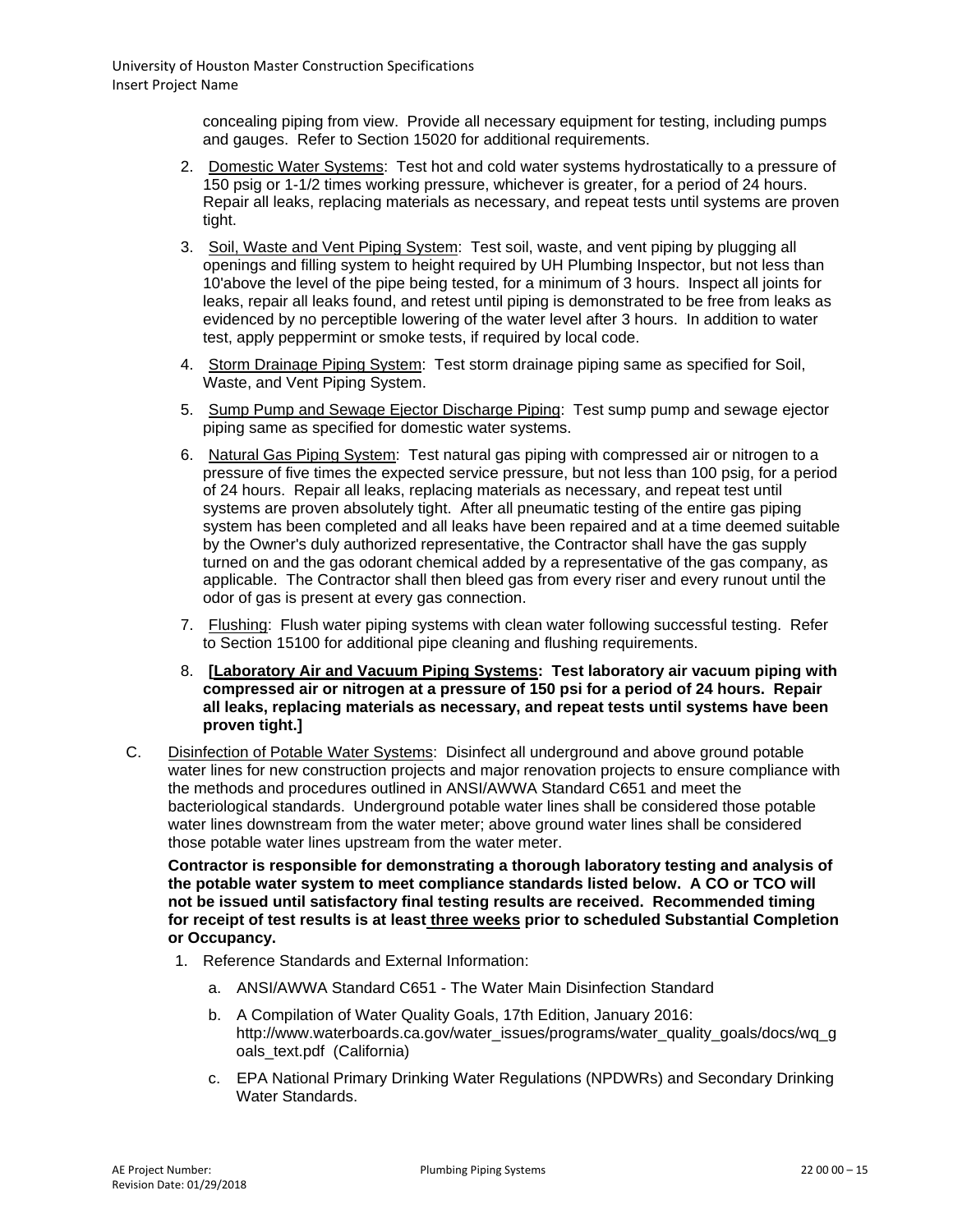concealing piping from view. Provide all necessary equipment for testing, including pumps and gauges. Refer to Section 15020 for additional requirements.

2. Domestic Water Systems: Test hot and cold water systems hydrostatically to a pressure of 150 psig or 1-1/2 times working pressure, whichever is greater, for a period of 24 hours. Repair all leaks, replacing materials as necessary, and repeat tests until systems are proven tight.

3. Soil, Waste and Vent Piping System: Test soil, waste, and vent piping by plugging all openings and filling system to height required by UH Plumbing Inspector, but not less than 10'above the level of the pipe being tested, for a minimum of 3 hours. Inspect all joints for leaks, repair all leaks found, and retest until piping is demonstrated to be free from leaks as evidenced by no perceptible lowering of the water level after 3 hours. In addition to water test, apply peppermint or smoke tests, if required by local code.

4. Storm Drainage Piping System: Test storm drainage piping same as specified for Soil, Waste, and Vent Piping System.

5. Sump Pump and Sewage Ejector Discharge Piping: Test sump pump and sewage ejector piping same as specified for domestic water systems.

6. Natural Gas Piping System: Test natural gas piping with compressed air or nitrogen to a pressure of five times the expected service pressure, but not less than 100 psig, for a period of 24 hours. Repair all leaks, replacing materials as necessary, and repeat test until systems are proven absolutely tight. After all pneumatic testing of the entire gas piping system has been completed and all leaks have been repaired and at a time deemed suitable by the Owner's duly authorized representative, the Contractor shall have the gas supply turned on and the gas odorant chemical added by a representative of the gas company, as applicable. The Contractor shall then bleed gas from every riser and every runout until the odor of gas is present at every gas connection.

7. Flushing: Flush water piping systems with clean water following successful testing. Refer to Section 15100 for additional pipe cleaning and flushing requirements.

8. **[Laboratory Air and Vacuum Piping Systems: Test laboratory air vacuum piping with compressed air or nitrogen at a pressure of 150 psi for a period of 24 hours. Repair all leaks, replacing materials as necessary, and repeat tests until systems have been proven tight.]**

C. Disinfection of Potable Water Systems: Disinfect all underground and above ground potable water lines for new construction projects and major renovation projects to ensure compliance with the methods and procedures outlined in ANSI/AWWA Standard C651 and meet the bacteriological standards. Underground potable water lines shall be considered those potable water lines downstream from the water meter; above ground water lines shall be considered those potable water lines upstream from the water meter.

**Contractor is responsible for demonstrating a thorough laboratory testing and analysis of the potable water system to meet compliance standards listed below. A CO or TCO will not be issued until satisfactory final testing results are received. Recommended timing for receipt of test results is at least three weeks prior to scheduled Substantial Completion or Occupancy.**

1. Reference Standards and External Information:

   a. ANSI/AWWA Standard C651 - The Water Main Disinfection Standard

   b. A Compilation of Water Quality Goals, 17th Edition, January 2016: http://www.waterboards.ca.gov/water_issues/programs/water_quality_goals/docs/wq_goals_text.pdf (California)

   c. EPA National Primary Drinking Water Regulations (NPDWRs) and Secondary Drinking Water Standards.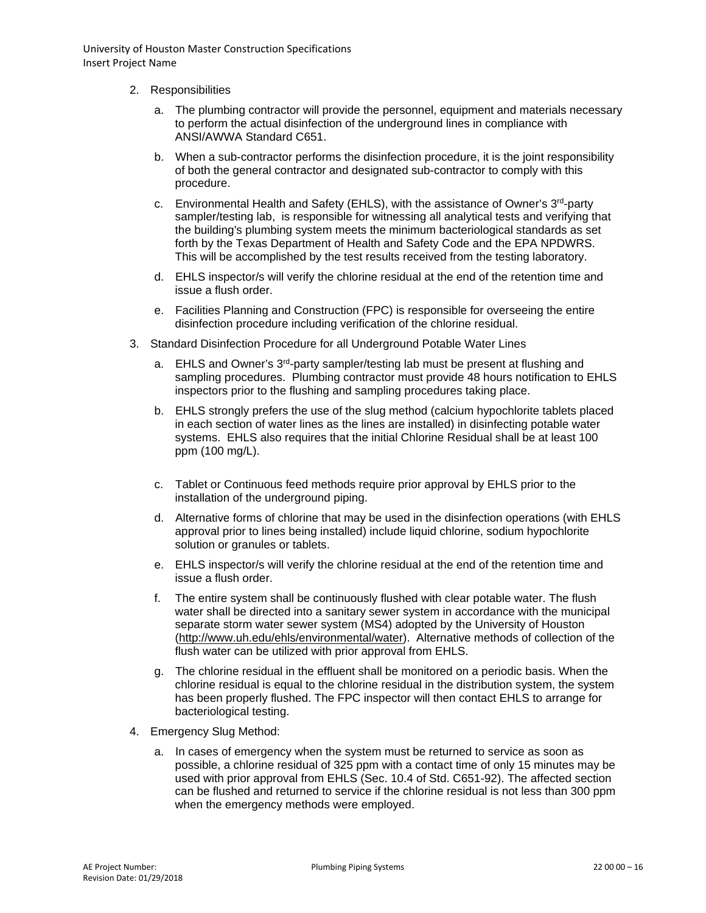2. Responsibilities

   a. The plumbing contractor will provide the personnel, equipment and materials necessary to perform the actual disinfection of the underground lines in compliance with ANSI/AWWA Standard C651.

   b. When a sub-contractor performs the disinfection procedure, it is the joint responsibility of both the general contractor and designated sub-contractor to comply with this procedure.

   c. Environmental Health and Safety (EHLS), with the assistance of Owner's 3rd-party sampler/testing lab, is responsible for witnessing all analytical tests and verifying that the building's plumbing system meets the minimum bacteriological standards as set forth by the Texas Department of Health and Safety Code and the EPA NPDWRS. This will be accomplished by the test results received from the testing laboratory.

   d. EHLS inspector/s will verify the chlorine residual at the end of the retention time and issue a flush order.

   e. Facilities Planning and Construction (FPC) is responsible for overseeing the entire disinfection procedure including verification of the chlorine residual.

3. Standard Disinfection Procedure for all Underground Potable Water Lines

   a. EHLS and Owner's 3rd-party sampler/testing lab must be present at flushing and sampling procedures. Plumbing contractor must provide 48 hours notification to EHLS inspectors prior to the flushing and sampling procedures taking place.

   b. EHLS strongly prefers the use of the slug method (calcium hypochlorite tablets placed in each section of water lines as the lines are installed) in disinfecting potable water systems. EHLS also requires that the initial Chlorine Residual shall be at least 100 ppm (100 mg/L).

   c. Tablet or Continuous feed methods require prior approval by EHLS prior to the installation of the underground piping.

   d. Alternative forms of chlorine that may be used in the disinfection operations (with EHLS approval prior to lines being installed) include liquid chlorine, sodium hypochlorite solution or granules or tablets.

   e. EHLS inspector/s will verify the chlorine residual at the end of the retention time and issue a flush order.

   f. The entire system shall be continuously flushed with clear potable water. The flush water shall be directed into a sanitary sewer system in accordance with the municipal separate storm water sewer system (MS4) adopted by the University of Houston (http://www.uh.edu/ehls/environmental/water). Alternative methods of collection of the flush water can be utilized with prior approval from EHLS.

   g. The chlorine residual in the effluent shall be monitored on a periodic basis. When the chlorine residual is equal to the chlorine residual in the distribution system, the system has been properly flushed. The FPC inspector will then contact EHLS to arrange for bacteriological testing.

4. Emergency Slug Method:

   a. In cases of emergency when the system must be returned to service as soon as possible, a chlorine residual of 325 ppm with a contact time of only 15 minutes may be used with prior approval from EHLS (Sec. 10.4 of Std. C651-92). The affected section can be flushed and returned to service if the chlorine residual is not less than 300 ppm when the emergency methods were employed.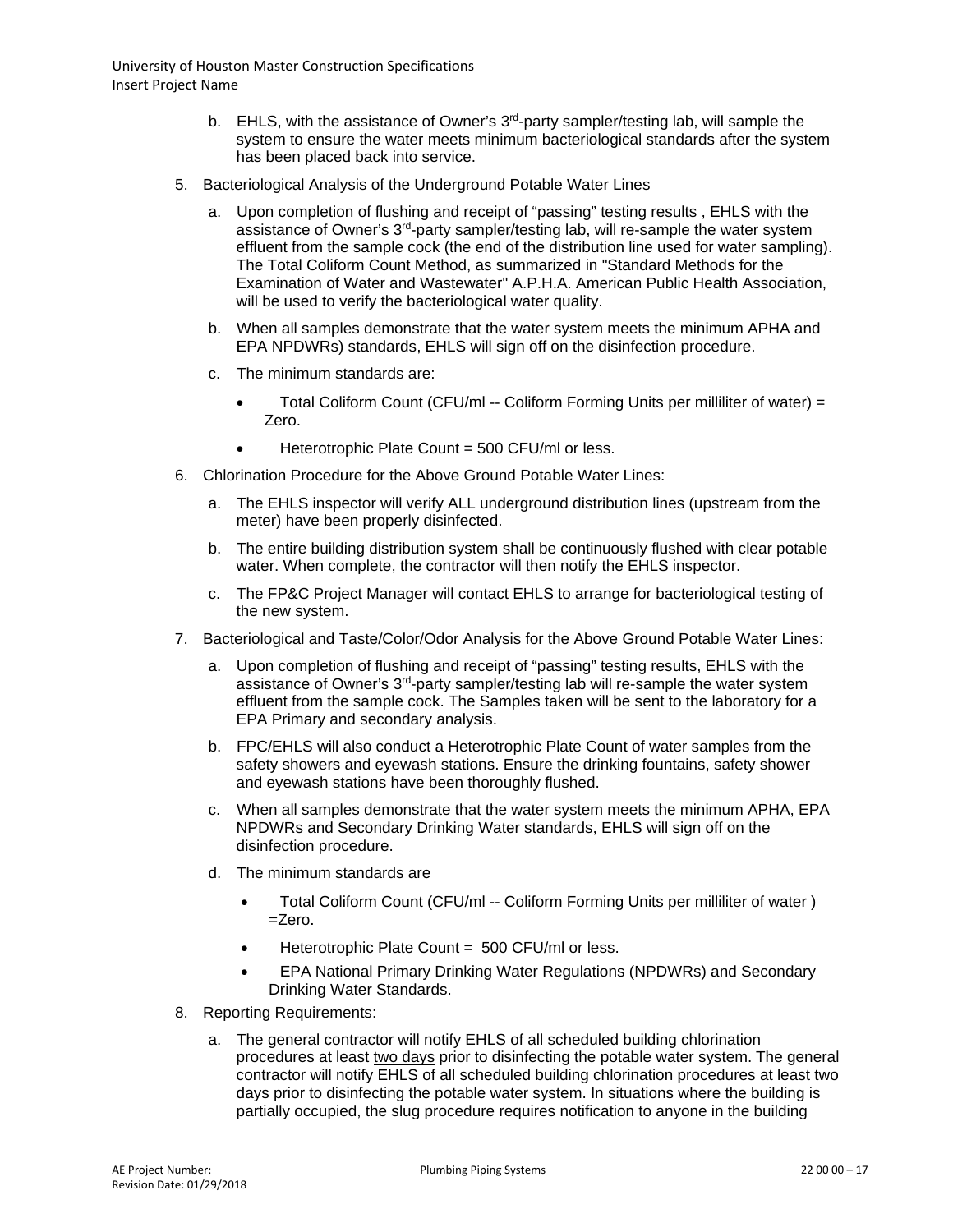b. EHLS, with the assistance of Owner's 3rd-party sampler/testing lab, will sample the system to ensure the water meets minimum bacteriological standards after the system has been placed back into service.

5. Bacteriological Analysis of the Underground Potable Water Lines

   a. Upon completion of flushing and receipt of "passing" testing results , EHLS with the assistance of Owner's 3rd-party sampler/testing lab, will re-sample the water system effluent from the sample cock (the end of the distribution line used for water sampling). The Total Coliform Count Method, as summarized in "Standard Methods for the Examination of Water and Wastewater" A.P.H.A. American Public Health Association, will be used to verify the bacteriological water quality.

   b. When all samples demonstrate that the water system meets the minimum APHA and EPA NPDWRs) standards, EHLS will sign off on the disinfection procedure.

   c. The minimum standards are:

      - Total Coliform Count (CFU/ml -- Coliform Forming Units per milliliter of water) = Zero.
      - Heterotrophic Plate Count = 500 CFU/ml or less.

6. Chlorination Procedure for the Above Ground Potable Water Lines:

   a. The EHLS inspector will verify ALL underground distribution lines (upstream from the meter) have been properly disinfected.

   b. The entire building distribution system shall be continuously flushed with clear potable water. When complete, the contractor will then notify the EHLS inspector.

   c. The FP&C Project Manager will contact EHLS to arrange for bacteriological testing of the new system.

7. Bacteriological and Taste/Color/Odor Analysis for the Above Ground Potable Water Lines:

   a. Upon completion of flushing and receipt of "passing" testing results, EHLS with the assistance of Owner's 3rd-party sampler/testing lab will re-sample the water system effluent from the sample cock. The Samples taken will be sent to the laboratory for a EPA Primary and secondary analysis.

   b. FPC/EHLS will also conduct a Heterotrophic Plate Count of water samples from the safety showers and eyewash stations. Ensure the drinking fountains, safety shower and eyewash stations have been thoroughly flushed.

   c. When all samples demonstrate that the water system meets the minimum APHA, EPA NPDWRs and Secondary Drinking Water standards, EHLS will sign off on the disinfection procedure.

   d. The minimum standards are

      - Total Coliform Count (CFU/ml -- Coliform Forming Units per milliliter of water ) =Zero.
      - Heterotrophic Plate Count = 500 CFU/ml or less.
      - EPA National Primary Drinking Water Regulations (NPDWRs) and Secondary Drinking Water Standards.

8. Reporting Requirements:

   a. The general contractor will notify EHLS of all scheduled building chlorination procedures at least <u>two days</u> prior to disinfecting the potable water system. The general contractor will notify EHLS of all scheduled building chlorination procedures at least <u>two days</u> prior to disinfecting the potable water system. In situations where the building is partially occupied, the slug procedure requires notification to anyone in the building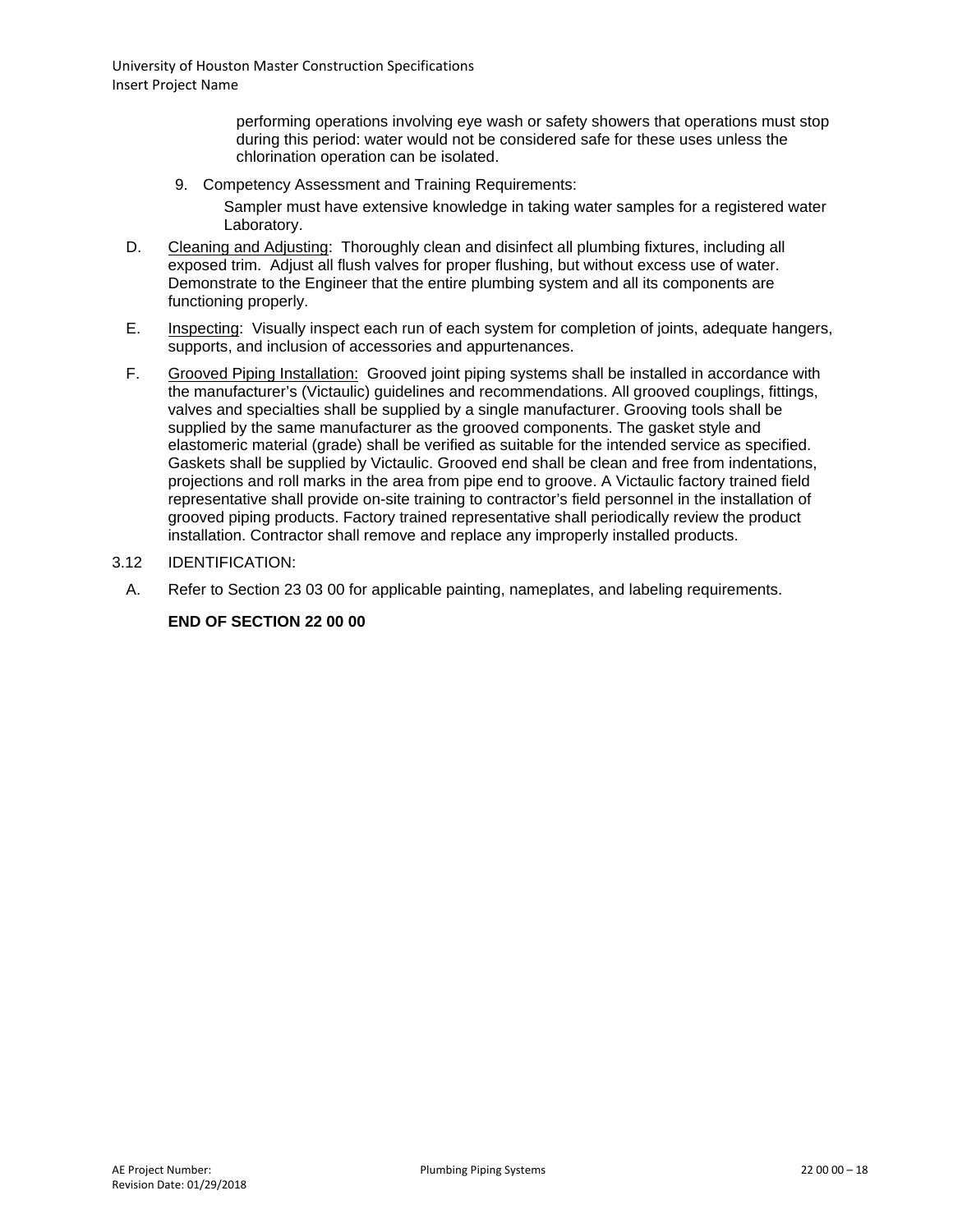performing operations involving eye wash or safety showers that operations must stop during this period: water would not be considered safe for these uses unless the chlorination operation can be isolated.

9. Competency Assessment and Training Requirements:

   Sampler must have extensive knowledge in taking water samples for a registered water Laboratory.

D. Cleaning and Adjusting: Thoroughly clean and disinfect all plumbing fixtures, including all exposed trim. Adjust all flush valves for proper flushing, but without excess use of water. Demonstrate to the Engineer that the entire plumbing system and all its components are functioning properly.

E. Inspecting: Visually inspect each run of each system for completion of joints, adequate hangers, supports, and inclusion of accessories and appurtenances.

F. Grooved Piping Installation: Grooved joint piping systems shall be installed in accordance with the manufacturer's (Victaulic) guidelines and recommendations. All grooved couplings, fittings, valves and specialties shall be supplied by a single manufacturer. Grooving tools shall be supplied by the same manufacturer as the grooved components. The gasket style and elastomeric material (grade) shall be verified as suitable for the intended service as specified. Gaskets shall be supplied by Victaulic. Grooved end shall be clean and free from indentations, projections and roll marks in the area from pipe end to groove. A Victaulic factory trained field representative shall provide on-site training to contractor's field personnel in the installation of grooved piping products. Factory trained representative shall periodically review the product installation. Contractor shall remove and replace any improperly installed products.

3.12 IDENTIFICATION:

A. Refer to Section 23 03 00 for applicable painting, nameplates, and labeling requirements.

**END OF SECTION 22 00 00**